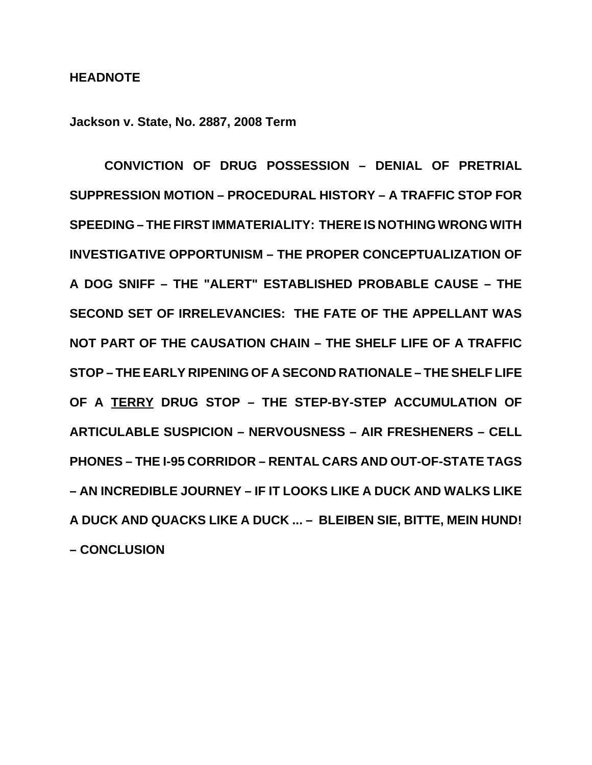**HEADNOTE**

**Jackson v. State, No. 2887, 2008 Term**

**CONVICTION OF DRUG POSSESSION – DENIAL OF PRETRIAL SUPPRESSION MOTION – PROCEDURAL HISTORY – A TRAFFIC STOP FOR SPEEDING – THE FIRST IMMATERIALITY: THERE IS NOTHING WRONG WITH INVESTIGATIVE OPPORTUNISM – THE PROPER CONCEPTUALIZATION OF A DOG SNIFF – THE "ALERT" ESTABLISHED PROBABLE CAUSE – THE SECOND SET OF IRRELEVANCIES: THE FATE OF THE APPELLANT WAS NOT PART OF THE CAUSATION CHAIN – THE SHELF LIFE OF A TRAFFIC STOP – THE EARLY RIPENING OF A SECOND RATIONALE – THE SHELF LIFE OF A <u>TERRY</u> DRUG STOP – THE STEP-BY-STEP ACCUMULATION OF ARTICULABLE SUSPICION – NERVOUSNESS – AIR FRESHENERS – CELL PHONES – THE I-95 CORRIDOR – RENTAL CARS AND OUT-OF-STATE TAGS – AN INCREDIBLE JOURNEY – IF IT LOOKS LIKE A DUCK AND WALKS LIKE A DUCK AND QUACKS LIKE A DUCK ... – BLEIBEN SIE, BITTE, MEIN HUND! – CONCLUSION**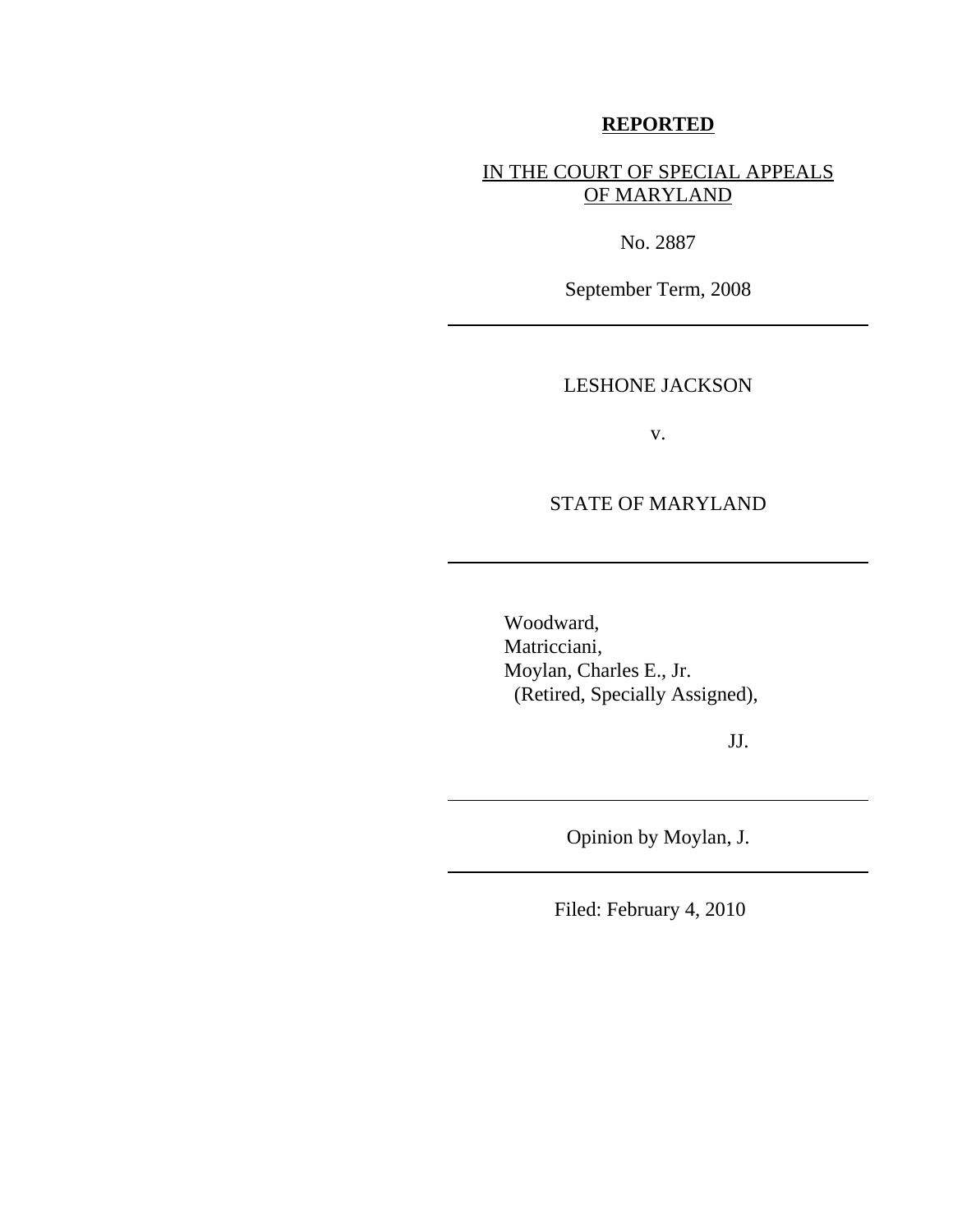**REPORTED**

IN THE COURT OF SPECIAL APPEALS OF MARYLAND

No. 2887

September Term, 2008

---

LESHONE JACKSON

v.

STATE OF MARYLAND

---

Woodward,
Matricciani,
Moylan, Charles E., Jr.
(Retired, Specially Assigned),

JJ.

---

Opinion by Moylan, J.

---

Filed: February 4, 2010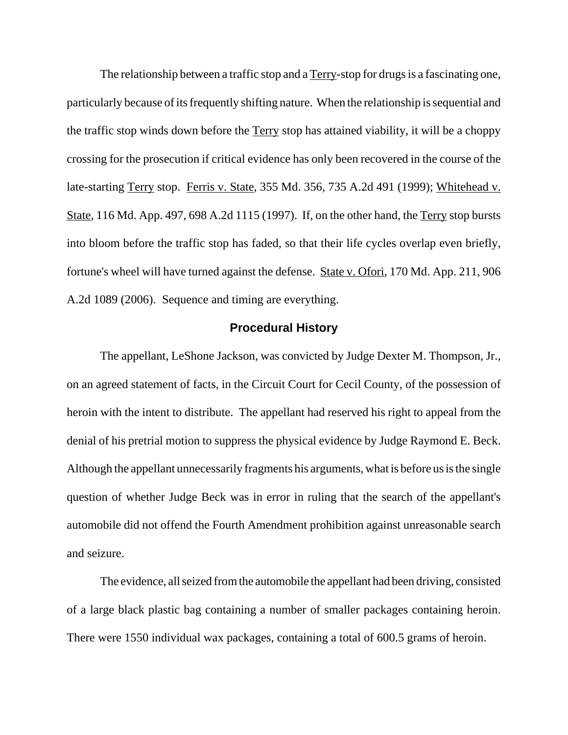The relationship between a traffic stop and a Terry-stop for drugs is a fascinating one, particularly because of its frequently shifting nature. When the relationship is sequential and the traffic stop winds down before the Terry stop has attained viability, it will be a choppy crossing for the prosecution if critical evidence has only been recovered in the course of the late-starting Terry stop. Ferris v. State, 355 Md. 356, 735 A.2d 491 (1999); Whitehead v. State, 116 Md. App. 497, 698 A.2d 1115 (1997). If, on the other hand, the Terry stop bursts into bloom before the traffic stop has faded, so that their life cycles overlap even briefly, fortune's wheel will have turned against the defense. State v. Ofori, 170 Md. App. 211, 906 A.2d 1089 (2006). Sequence and timing are everything.

## Procedural History

The appellant, LeShone Jackson, was convicted by Judge Dexter M. Thompson, Jr., on an agreed statement of facts, in the Circuit Court for Cecil County, of the possession of heroin with the intent to distribute. The appellant had reserved his right to appeal from the denial of his pretrial motion to suppress the physical evidence by Judge Raymond E. Beck. Although the appellant unnecessarily fragments his arguments, what is before us is the single question of whether Judge Beck was in error in ruling that the search of the appellant's automobile did not offend the Fourth Amendment prohibition against unreasonable search and seizure.

The evidence, all seized from the automobile the appellant had been driving, consisted of a large black plastic bag containing a number of smaller packages containing heroin. There were 1550 individual wax packages, containing a total of 600.5 grams of heroin.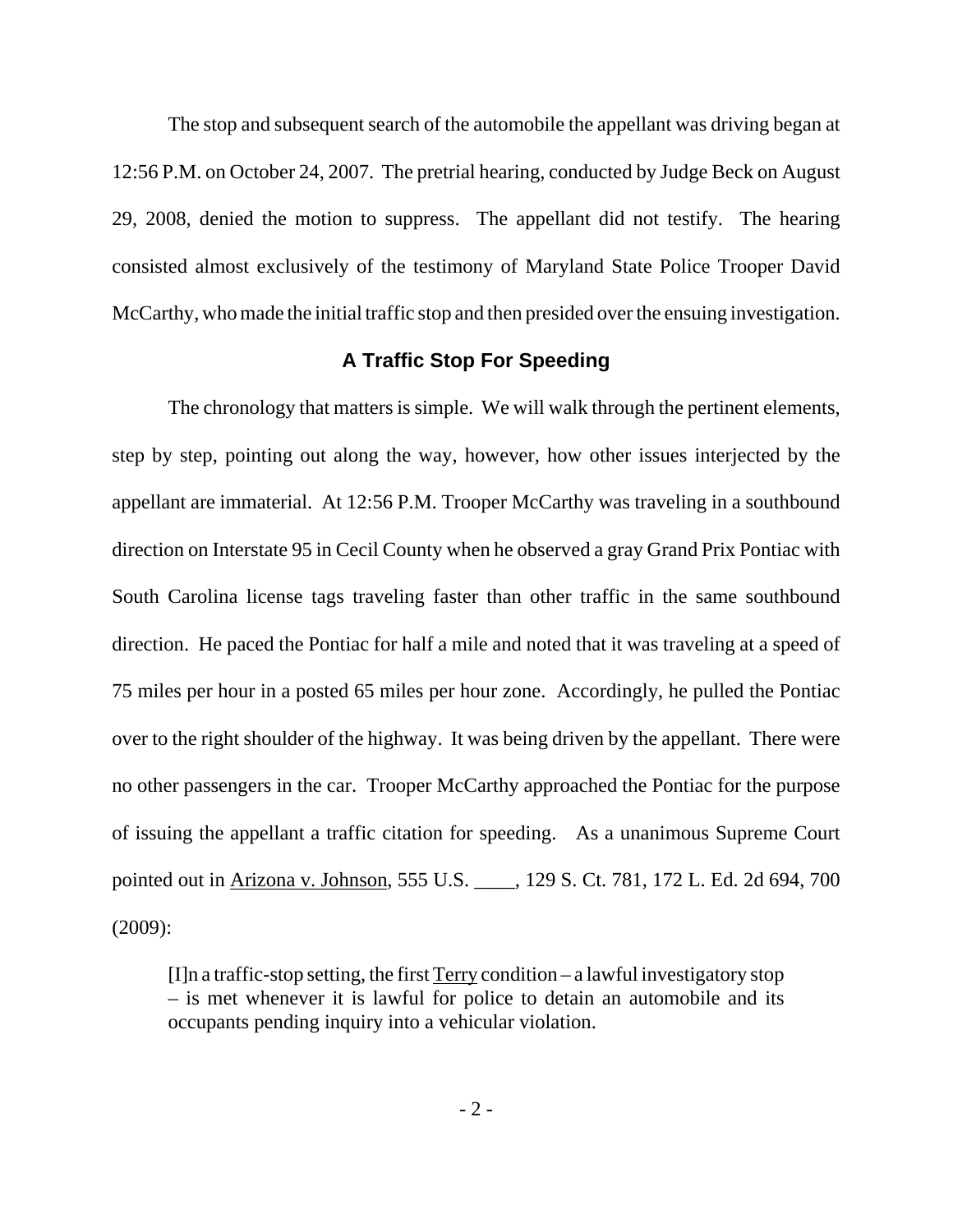The stop and subsequent search of the automobile the appellant was driving began at 12:56 P.M. on October 24, 2007. The pretrial hearing, conducted by Judge Beck on August 29, 2008, denied the motion to suppress. The appellant did not testify. The hearing consisted almost exclusively of the testimony of Maryland State Police Trooper David McCarthy, who made the initial traffic stop and then presided over the ensuing investigation.

### A Traffic Stop For Speeding

The chronology that matters is simple. We will walk through the pertinent elements, step by step, pointing out along the way, however, how other issues interjected by the appellant are immaterial. At 12:56 P.M. Trooper McCarthy was traveling in a southbound direction on Interstate 95 in Cecil County when he observed a gray Grand Prix Pontiac with South Carolina license tags traveling faster than other traffic in the same southbound direction. He paced the Pontiac for half a mile and noted that it was traveling at a speed of 75 miles per hour in a posted 65 miles per hour zone. Accordingly, he pulled the Pontiac over to the right shoulder of the highway. It was being driven by the appellant. There were no other passengers in the car. Trooper McCarthy approached the Pontiac for the purpose of issuing the appellant a traffic citation for speeding. As a unanimous Supreme Court pointed out in Arizona v. Johnson, 555 U.S. ____, 129 S. Ct. 781, 172 L. Ed. 2d 694, 700 (2009):

> [I]n a traffic-stop setting, the first Terry condition – a lawful investigatory stop – is met whenever it is lawful for police to detain an automobile and its occupants pending inquiry into a vehicular violation.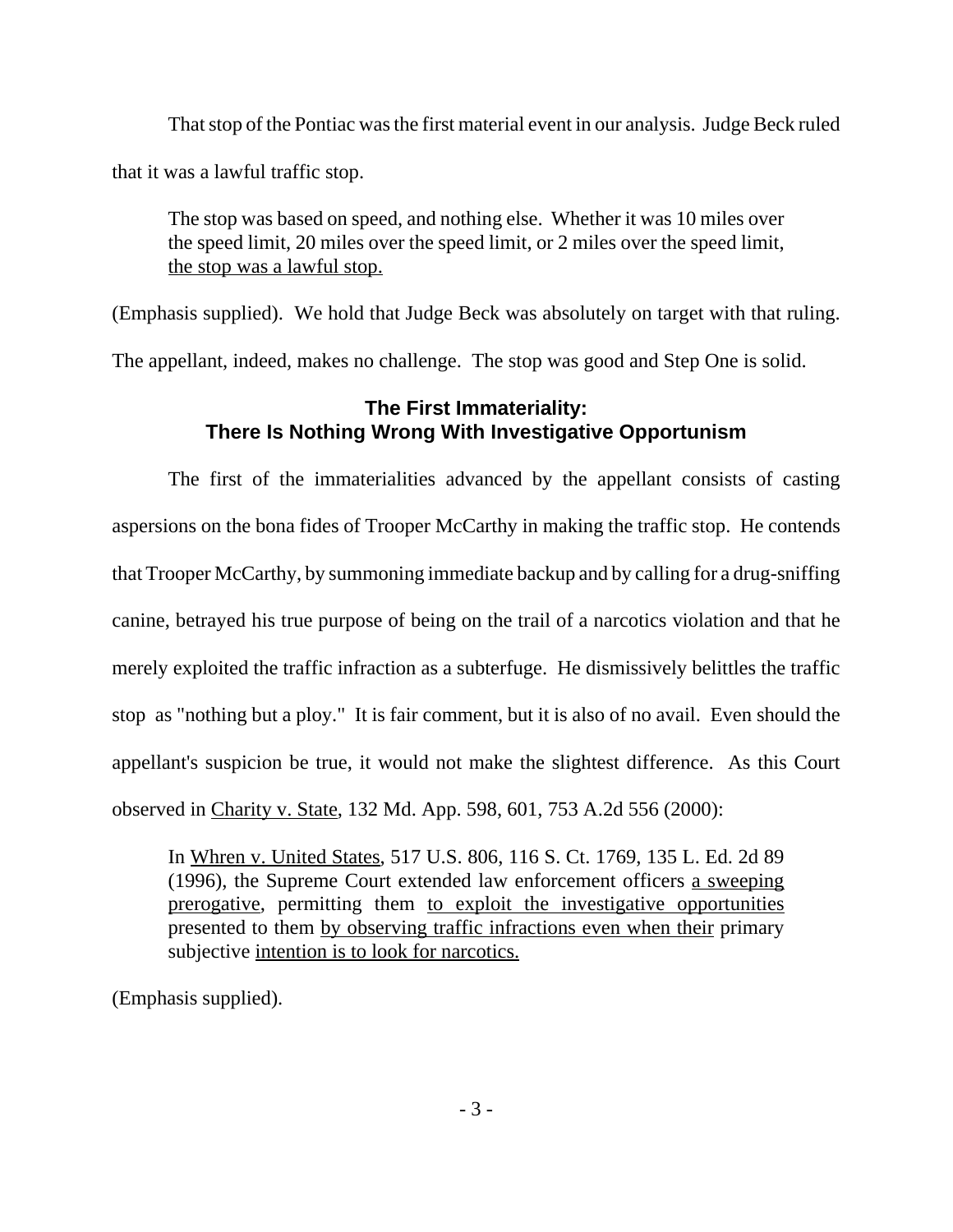That stop of the Pontiac was the first material event in our analysis. Judge Beck ruled that it was a lawful traffic stop.

> The stop was based on speed, and nothing else. Whether it was 10 miles over the speed limit, 20 miles over the speed limit, or 2 miles over the speed limit, <u>the stop was a lawful stop.</u>

(Emphasis supplied). We hold that Judge Beck was absolutely on target with that ruling. The appellant, indeed, makes no challenge. The stop was good and Step One is solid.

## The First Immateriality: There Is Nothing Wrong With Investigative Opportunism

The first of the immaterialities advanced by the appellant consists of casting aspersions on the bona fides of Trooper McCarthy in making the traffic stop. He contends that Trooper McCarthy, by summoning immediate backup and by calling for a drug-sniffing canine, betrayed his true purpose of being on the trail of a narcotics violation and that he merely exploited the traffic infraction as a subterfuge. He dismissively belittles the traffic stop as "nothing but a ploy." It is fair comment, but it is also of no avail. Even should the appellant's suspicion be true, it would not make the slightest difference. As this Court observed in <u>Charity v. State</u>, 132 Md. App. 598, 601, 753 A.2d 556 (2000):

> In <u>Whren v. United States</u>, 517 U.S. 806, 116 S. Ct. 1769, 135 L. Ed. 2d 89 (1996), the Supreme Court extended law enforcement officers <u>a sweeping prerogative</u>, permitting them <u>to exploit the investigative opportunities</u> presented to them <u>by observing traffic infractions even when their</u> primary subjective <u>intention is to look for narcotics.</u>

(Emphasis supplied).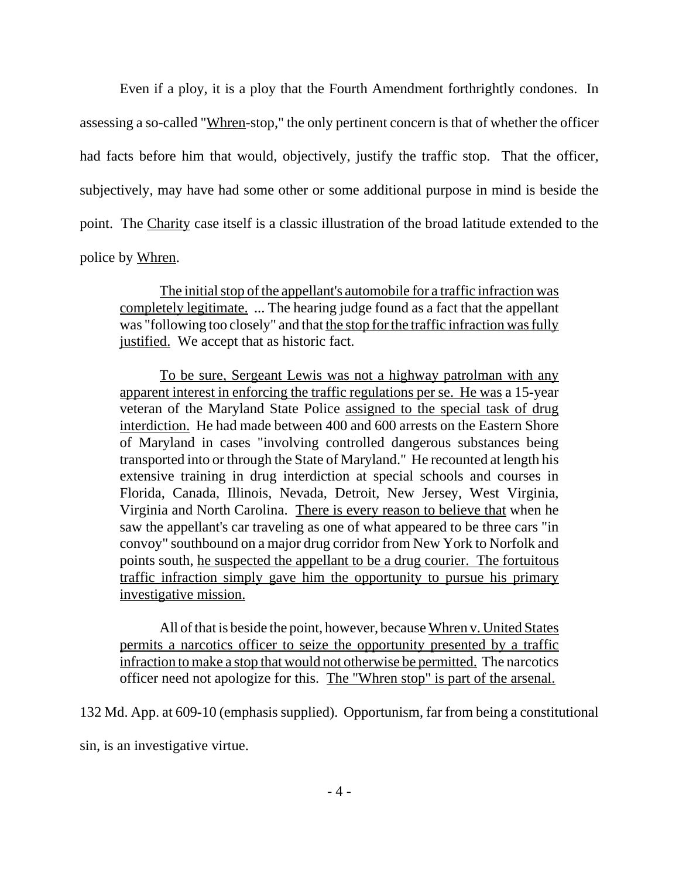Even if a ploy, it is a ploy that the Fourth Amendment forthrightly condones. In assessing a so-called "Whren-stop," the only pertinent concern is that of whether the officer had facts before him that would, objectively, justify the traffic stop. That the officer, subjectively, may have had some other or some additional purpose in mind is beside the point. The Charity case itself is a classic illustration of the broad latitude extended to the police by Whren.

> The initial stop of the appellant's automobile for a traffic infraction was completely legitimate. ... The hearing judge found as a fact that the appellant was "following too closely" and that the stop for the traffic infraction was fully justified. We accept that as historic fact.
>
> To be sure, Sergeant Lewis was not a highway patrolman with any apparent interest in enforcing the traffic regulations per se. He was a 15-year veteran of the Maryland State Police assigned to the special task of drug interdiction. He had made between 400 and 600 arrests on the Eastern Shore of Maryland in cases "involving controlled dangerous substances being transported into or through the State of Maryland." He recounted at length his extensive training in drug interdiction at special schools and courses in Florida, Canada, Illinois, Nevada, Detroit, New Jersey, West Virginia, Virginia and North Carolina. There is every reason to believe that when he saw the appellant's car traveling as one of what appeared to be three cars "in convoy" southbound on a major drug corridor from New York to Norfolk and points south, he suspected the appellant to be a drug courier. The fortuitous traffic infraction simply gave him the opportunity to pursue his primary investigative mission.
>
> All of that is beside the point, however, because Whren v. United States permits a narcotics officer to seize the opportunity presented by a traffic infraction to make a stop that would not otherwise be permitted. The narcotics officer need not apologize for this. The "Whren stop" is part of the arsenal.

132 Md. App. at 609-10 (emphasis supplied). Opportunism, far from being a constitutional sin, is an investigative virtue.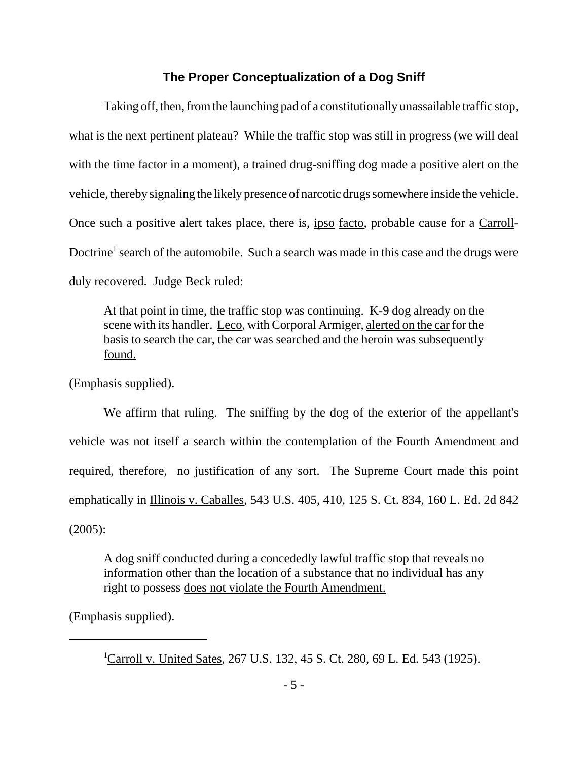## The Proper Conceptualization of a Dog Sniff

Taking off, then, from the launching pad of a constitutionally unassailable traffic stop, what is the next pertinent plateau? While the traffic stop was still in progress (we will deal with the time factor in a moment), a trained drug-sniffing dog made a positive alert on the vehicle, thereby signaling the likely presence of narcotic drugs somewhere inside the vehicle. Once such a positive alert takes place, there is, ipso facto, probable cause for a Carroll-Doctrine[1] search of the automobile. Such a search was made in this case and the drugs were duly recovered. Judge Beck ruled:

> At that point in time, the traffic stop was continuing. K-9 dog already on the scene with its handler. Leco, with Corporal Armiger, alerted on the car for the basis to search the car, the car was searched and the heroin was subsequently found.

(Emphasis supplied).

We affirm that ruling. The sniffing by the dog of the exterior of the appellant's vehicle was not itself a search within the contemplation of the Fourth Amendment and required, therefore, no justification of any sort. The Supreme Court made this point emphatically in Illinois v. Caballes, 543 U.S. 405, 410, 125 S. Ct. 834, 160 L. Ed. 2d 842 (2005):

> A dog sniff conducted during a concededly lawful traffic stop that reveals no information other than the location of a substance that no individual has any right to possess does not violate the Fourth Amendment.

(Emphasis supplied).

---

[1] Carroll v. United Sates, 267 U.S. 132, 45 S. Ct. 280, 69 L. Ed. 543 (1925).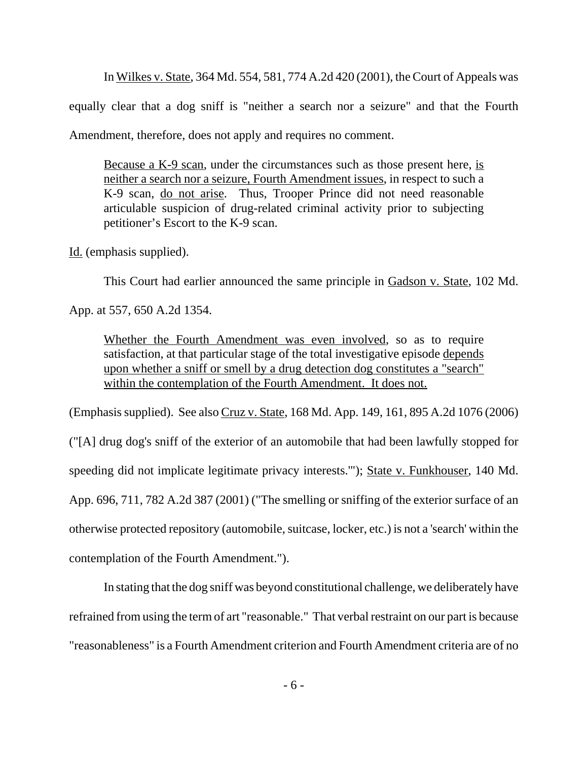In Wilkes v. State, 364 Md. 554, 581, 774 A.2d 420 (2001), the Court of Appeals was equally clear that a dog sniff is "neither a search nor a seizure" and that the Fourth Amendment, therefore, does not apply and requires no comment.

> Because a K-9 scan, under the circumstances such as those present here, is neither a search nor a seizure, Fourth Amendment issues, in respect to such a K-9 scan, do not arise. Thus, Trooper Prince did not need reasonable articulable suspicion of drug-related criminal activity prior to subjecting petitioner's Escort to the K-9 scan.

Id. (emphasis supplied).

This Court had earlier announced the same principle in Gadson v. State, 102 Md. App. at 557, 650 A.2d 1354.

> Whether the Fourth Amendment was even involved, so as to require satisfaction, at that particular stage of the total investigative episode depends upon whether a sniff or smell by a drug detection dog constitutes a "search" within the contemplation of the Fourth Amendment. It does not.

(Emphasis supplied). See also Cruz v. State, 168 Md. App. 149, 161, 895 A.2d 1076 (2006) ("[A] drug dog's sniff of the exterior of an automobile that had been lawfully stopped for speeding did not implicate legitimate privacy interests.'"); State v. Funkhouser, 140 Md. App. 696, 711, 782 A.2d 387 (2001) ("The smelling or sniffing of the exterior surface of an otherwise protected repository (automobile, suitcase, locker, etc.) is not a 'search' within the contemplation of the Fourth Amendment.").

In stating that the dog sniff was beyond constitutional challenge, we deliberately have refrained from using the term of art "reasonable." That verbal restraint on our part is because "reasonableness" is a Fourth Amendment criterion and Fourth Amendment criteria are of no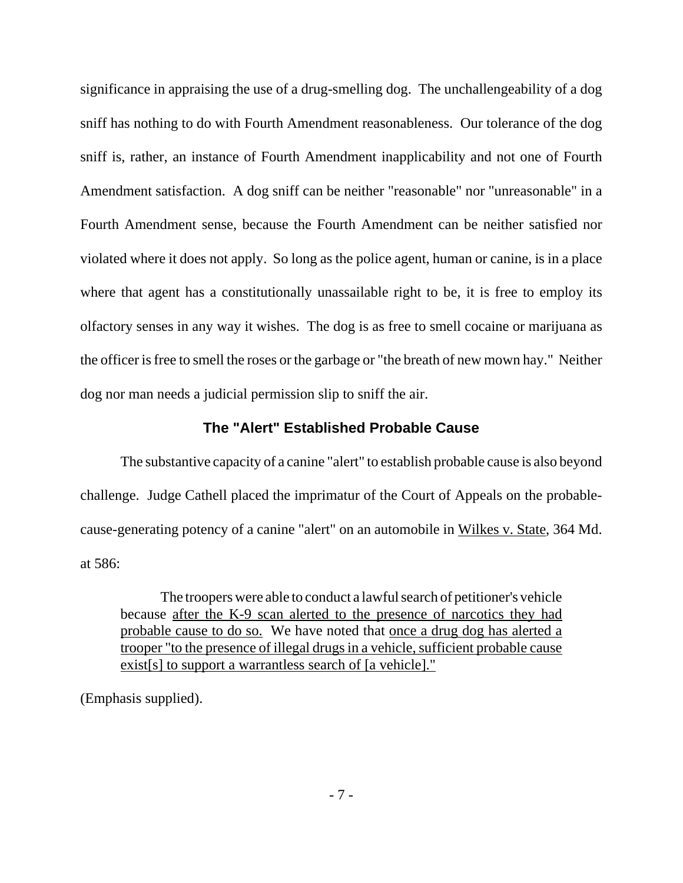significance in appraising the use of a drug-smelling dog. The unchallengeability of a dog sniff has nothing to do with Fourth Amendment reasonableness. Our tolerance of the dog sniff is, rather, an instance of Fourth Amendment inapplicability and not one of Fourth Amendment satisfaction. A dog sniff can be neither "reasonable" nor "unreasonable" in a Fourth Amendment sense, because the Fourth Amendment can be neither satisfied nor violated where it does not apply. So long as the police agent, human or canine, is in a place where that agent has a constitutionally unassailable right to be, it is free to employ its olfactory senses in any way it wishes. The dog is as free to smell cocaine or marijuana as the officer is free to smell the roses or the garbage or "the breath of new mown hay." Neither dog nor man needs a judicial permission slip to sniff the air.

### The "Alert" Established Probable Cause

The substantive capacity of a canine "alert" to establish probable cause is also beyond challenge. Judge Cathell placed the imprimatur of the Court of Appeals on the probable-cause-generating potency of a canine "alert" on an automobile in Wilkes v. State, 364 Md. at 586:

> The troopers were able to conduct a lawful search of petitioner's vehicle because after the K-9 scan alerted to the presence of narcotics they had probable cause to do so. We have noted that once a drug dog has alerted a trooper "to the presence of illegal drugs in a vehicle, sufficient probable cause exist[s] to support a warrantless search of [a vehicle]."

(Emphasis supplied).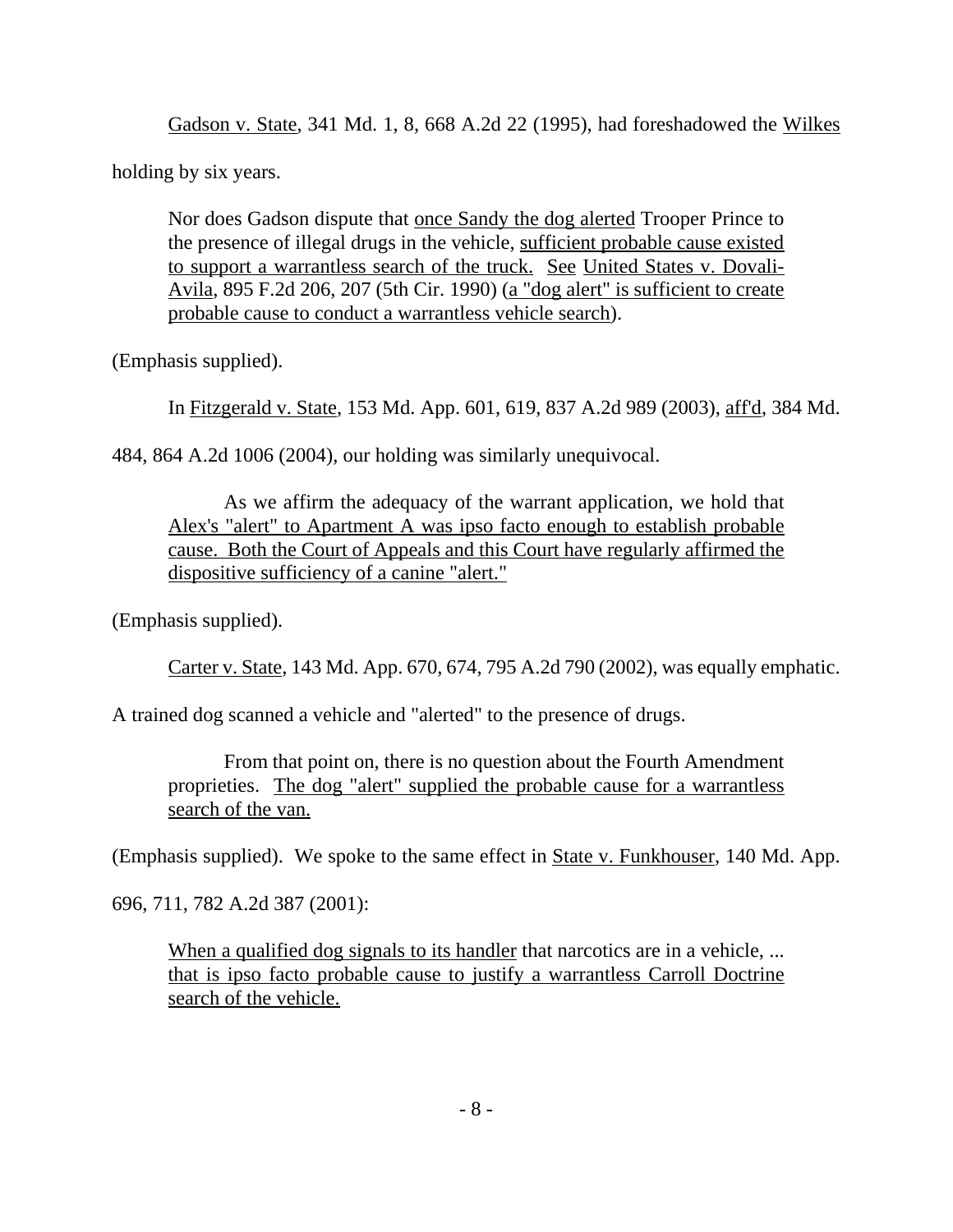Gadson v. State, 341 Md. 1, 8, 668 A.2d 22 (1995), had foreshadowed the Wilkes holding by six years.

> Nor does Gadson dispute that once Sandy the dog alerted Trooper Prince to the presence of illegal drugs in the vehicle, sufficient probable cause existed to support a warrantless search of the truck. See United States v. Dovali-Avila, 895 F.2d 206, 207 (5th Cir. 1990) (a "dog alert" is sufficient to create probable cause to conduct a warrantless vehicle search).

(Emphasis supplied).

In Fitzgerald v. State, 153 Md. App. 601, 619, 837 A.2d 989 (2003), aff'd, 384 Md. 484, 864 A.2d 1006 (2004), our holding was similarly unequivocal.

> As we affirm the adequacy of the warrant application, we hold that Alex's "alert" to Apartment A was ipso facto enough to establish probable cause. Both the Court of Appeals and this Court have regularly affirmed the dispositive sufficiency of a canine "alert."

(Emphasis supplied).

Carter v. State, 143 Md. App. 670, 674, 795 A.2d 790 (2002), was equally emphatic. A trained dog scanned a vehicle and "alerted" to the presence of drugs.

> From that point on, there is no question about the Fourth Amendment proprieties. The dog "alert" supplied the probable cause for a warrantless search of the van.

(Emphasis supplied). We spoke to the same effect in State v. Funkhouser, 140 Md. App. 696, 711, 782 A.2d 387 (2001):

> When a qualified dog signals to its handler that narcotics are in a vehicle, ... that is ipso facto probable cause to justify a warrantless Carroll Doctrine search of the vehicle.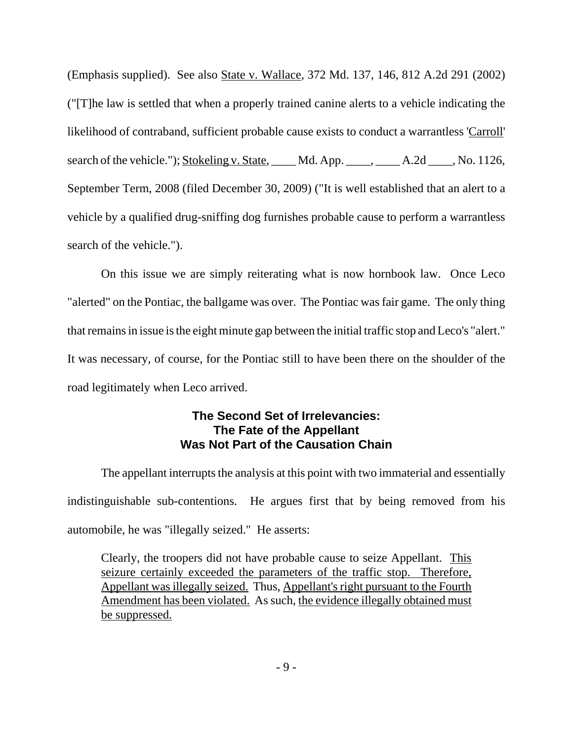(Emphasis supplied). See also State v. Wallace, 372 Md. 137, 146, 812 A.2d 291 (2002) ("[T]he law is settled that when a properly trained canine alerts to a vehicle indicating the likelihood of contraband, sufficient probable cause exists to conduct a warrantless 'Carroll' search of the vehicle."); Stokeling v. State, ____ Md. App. ____, ____ A.2d ____, No. 1126, September Term, 2008 (filed December 30, 2009) ("It is well established that an alert to a vehicle by a qualified drug-sniffing dog furnishes probable cause to perform a warrantless search of the vehicle.").

On this issue we are simply reiterating what is now hornbook law. Once Leco "alerted" on the Pontiac, the ballgame was over. The Pontiac was fair game. The only thing that remains in issue is the eight minute gap between the initial traffic stop and Leco's "alert." It was necessary, of course, for the Pontiac still to have been there on the shoulder of the road legitimately when Leco arrived.

### The Second Set of Irrelevancies: The Fate of the Appellant Was Not Part of the Causation Chain

The appellant interrupts the analysis at this point with two immaterial and essentially indistinguishable sub-contentions. He argues first that by being removed from his automobile, he was "illegally seized." He asserts:

> Clearly, the troopers did not have probable cause to seize Appellant. This seizure certainly exceeded the parameters of the traffic stop. Therefore, Appellant was illegally seized. Thus, Appellant's right pursuant to the Fourth Amendment has been violated. As such, the evidence illegally obtained must be suppressed.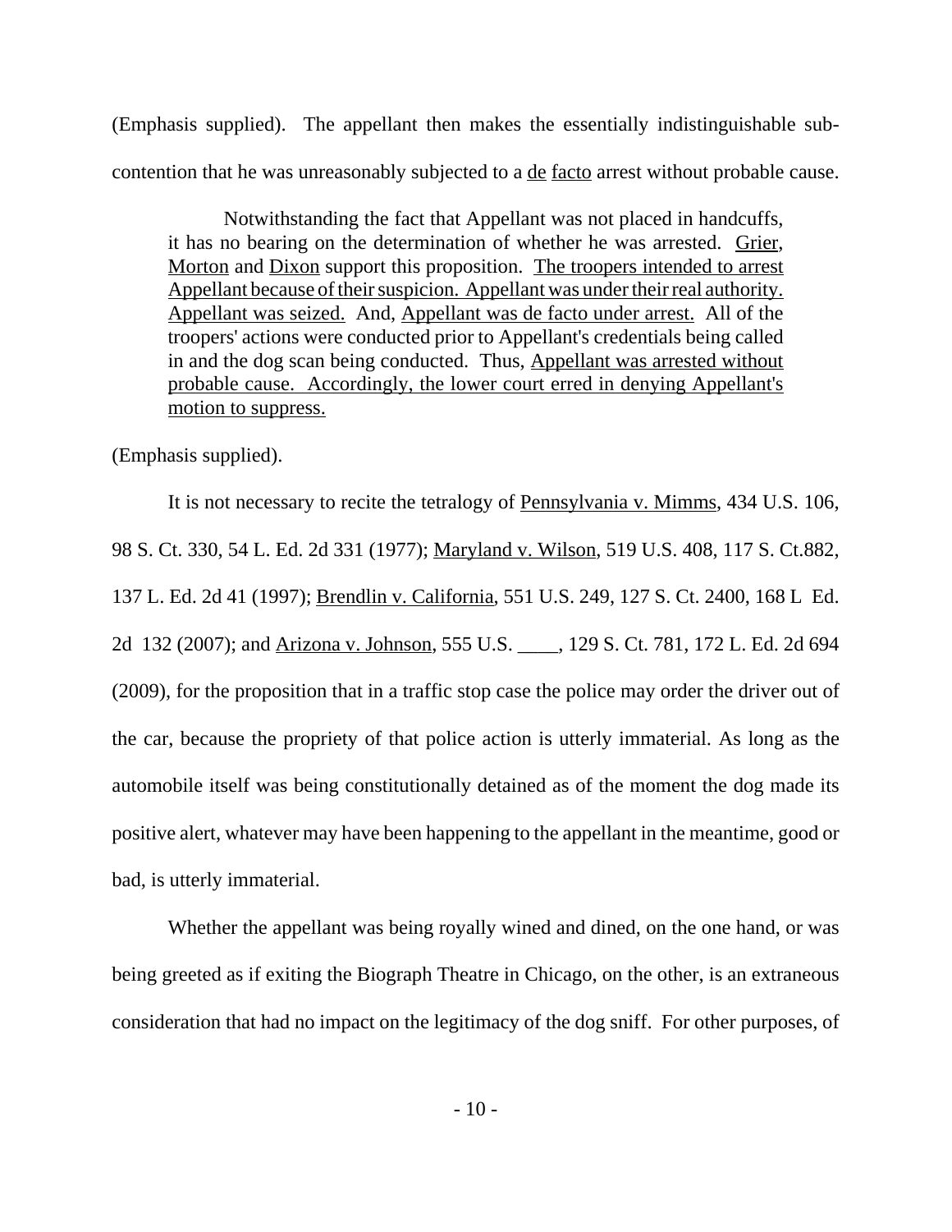(Emphasis supplied). The appellant then makes the essentially indistinguishable sub-contention that he was unreasonably subjected to a de facto arrest without probable cause.

> Notwithstanding the fact that Appellant was not placed in handcuffs, it has no bearing on the determination of whether he was arrested. Grier, Morton and Dixon support this proposition. The troopers intended to arrest Appellant because of their suspicion. Appellant was under their real authority. Appellant was seized. And, Appellant was de facto under arrest. All of the troopers' actions were conducted prior to Appellant's credentials being called in and the dog scan being conducted. Thus, Appellant was arrested without probable cause. Accordingly, the lower court erred in denying Appellant's motion to suppress.

(Emphasis supplied).

It is not necessary to recite the tetralogy of Pennsylvania v. Mimms, 434 U.S. 106, 98 S. Ct. 330, 54 L. Ed. 2d 331 (1977); Maryland v. Wilson, 519 U.S. 408, 117 S. Ct.882, 137 L. Ed. 2d 41 (1997); Brendlin v. California, 551 U.S. 249, 127 S. Ct. 2400, 168 L Ed. 2d 132 (2007); and Arizona v. Johnson, 555 U.S. ____, 129 S. Ct. 781, 172 L. Ed. 2d 694 (2009), for the proposition that in a traffic stop case the police may order the driver out of the car, because the propriety of that police action is utterly immaterial. As long as the automobile itself was being constitutionally detained as of the moment the dog made its positive alert, whatever may have been happening to the appellant in the meantime, good or bad, is utterly immaterial.

Whether the appellant was being royally wined and dined, on the one hand, or was being greeted as if exiting the Biograph Theatre in Chicago, on the other, is an extraneous consideration that had no impact on the legitimacy of the dog sniff. For other purposes, of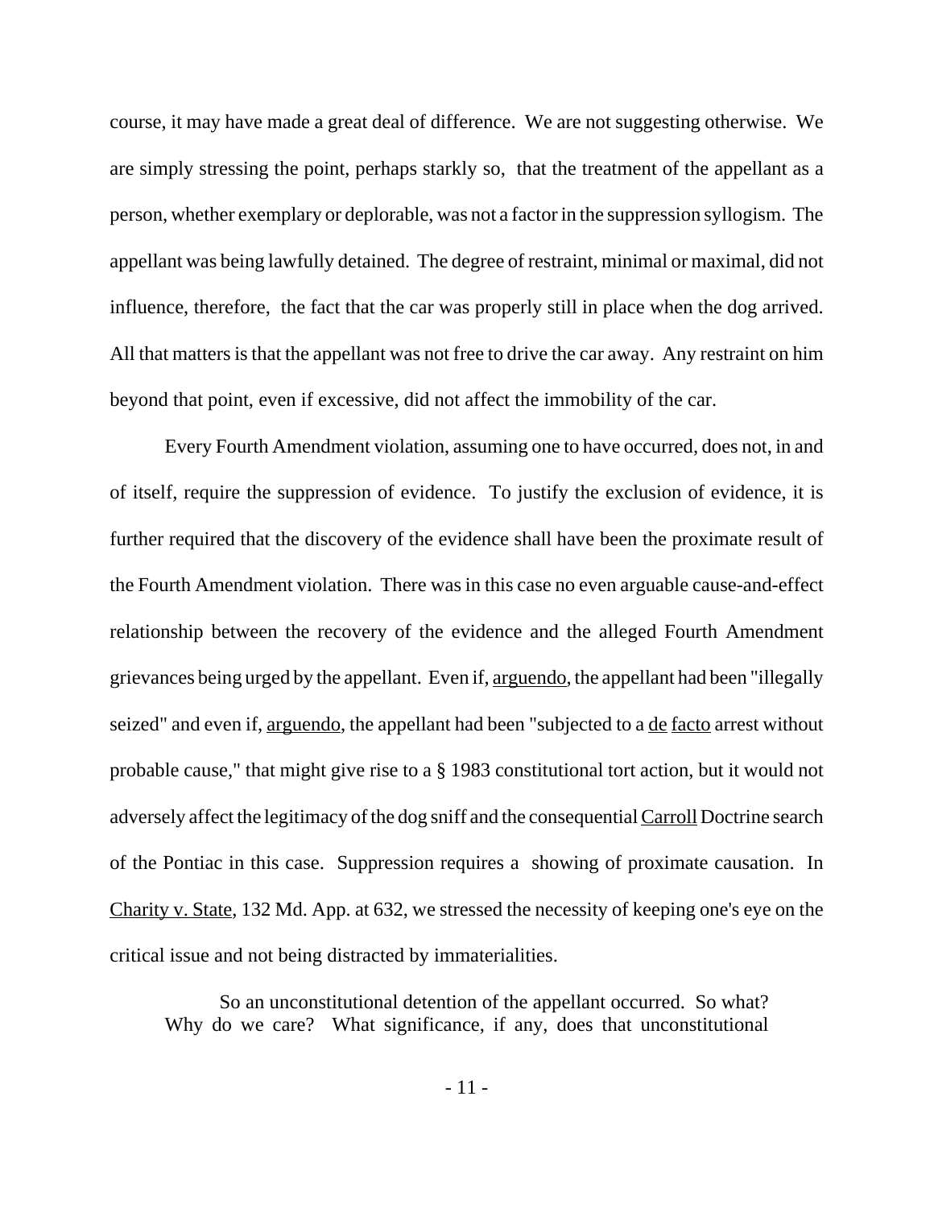course, it may have made a great deal of difference. We are not suggesting otherwise. We are simply stressing the point, perhaps starkly so, that the treatment of the appellant as a person, whether exemplary or deplorable, was not a factor in the suppression syllogism. The appellant was being lawfully detained. The degree of restraint, minimal or maximal, did not influence, therefore, the fact that the car was properly still in place when the dog arrived. All that matters is that the appellant was not free to drive the car away. Any restraint on him beyond that point, even if excessive, did not affect the immobility of the car.

Every Fourth Amendment violation, assuming one to have occurred, does not, in and of itself, require the suppression of evidence. To justify the exclusion of evidence, it is further required that the discovery of the evidence shall have been the proximate result of the Fourth Amendment violation. There was in this case no even arguable cause-and-effect relationship between the recovery of the evidence and the alleged Fourth Amendment grievances being urged by the appellant. Even if, arguendo, the appellant had been "illegally seized" and even if, arguendo, the appellant had been "subjected to a de facto arrest without probable cause," that might give rise to a § 1983 constitutional tort action, but it would not adversely affect the legitimacy of the dog sniff and the consequential Carroll Doctrine search of the Pontiac in this case. Suppression requires a showing of proximate causation. In Charity v. State, 132 Md. App. at 632, we stressed the necessity of keeping one's eye on the critical issue and not being distracted by immaterialities.

> So an unconstitutional detention of the appellant occurred. So what? Why do we care? What significance, if any, does that unconstitutional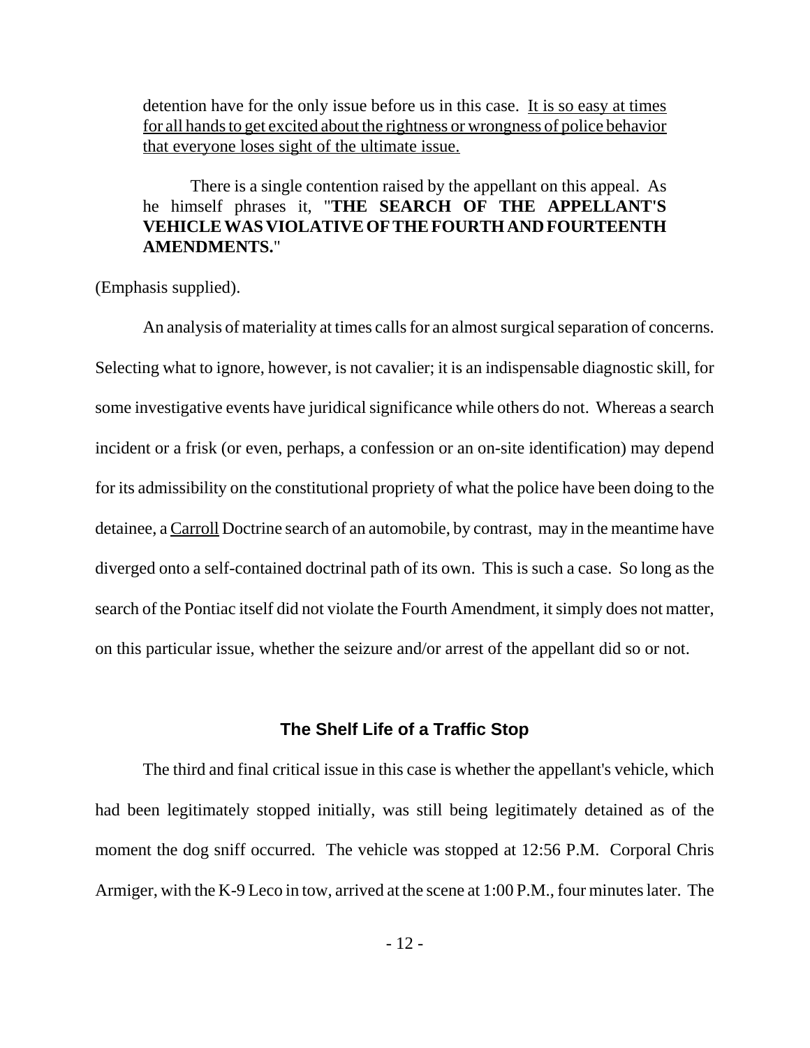detention have for the only issue before us in this case. <u>It is so easy at times for all hands to get excited about the rightness or wrongness of police behavior that everyone loses sight of the ultimate issue.</u>

> There is a single contention raised by the appellant on this appeal. As he himself phrases it, "**THE SEARCH OF THE APPELLANT'S VEHICLE WAS VIOLATIVE OF THE FOURTH AND FOURTEENTH AMENDMENTS.**"

(Emphasis supplied).

An analysis of materiality at times calls for an almost surgical separation of concerns. Selecting what to ignore, however, is not cavalier; it is an indispensable diagnostic skill, for some investigative events have juridical significance while others do not. Whereas a search incident or a frisk (or even, perhaps, a confession or an on-site identification) may depend for its admissibility on the constitutional propriety of what the police have been doing to the detainee, a <u>Carroll</u> Doctrine search of an automobile, by contrast, may in the meantime have diverged onto a self-contained doctrinal path of its own. This is such a case. So long as the search of the Pontiac itself did not violate the Fourth Amendment, it simply does not matter, on this particular issue, whether the seizure and/or arrest of the appellant did so or not.

## The Shelf Life of a Traffic Stop

The third and final critical issue in this case is whether the appellant's vehicle, which had been legitimately stopped initially, was still being legitimately detained as of the moment the dog sniff occurred. The vehicle was stopped at 12:56 P.M. Corporal Chris Armiger, with the K-9 Leco in tow, arrived at the scene at 1:00 P.M., four minutes later. The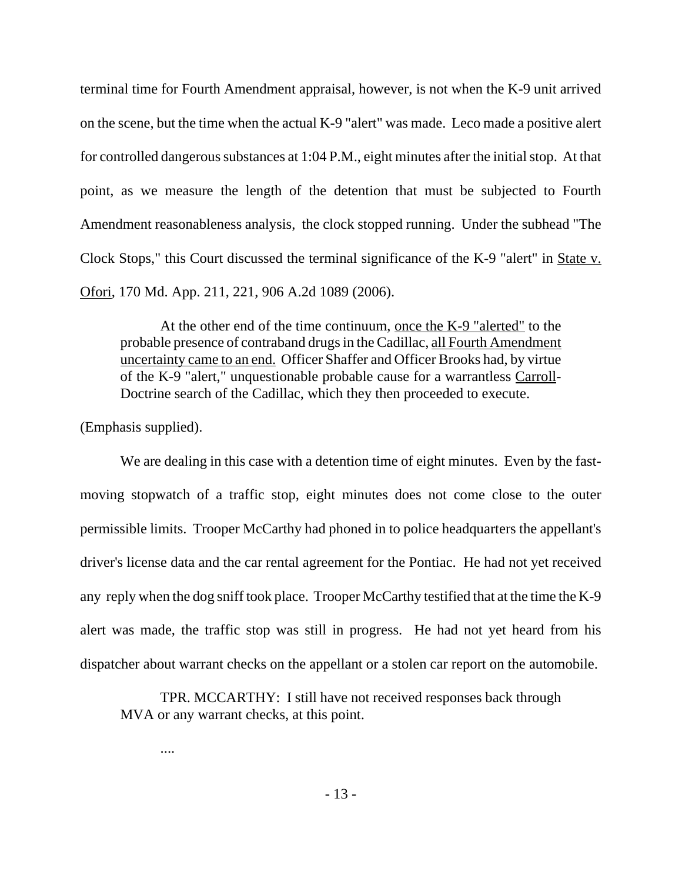terminal time for Fourth Amendment appraisal, however, is not when the K-9 unit arrived on the scene, but the time when the actual K-9 "alert" was made. Leco made a positive alert for controlled dangerous substances at 1:04 P.M., eight minutes after the initial stop. At that point, as we measure the length of the detention that must be subjected to Fourth Amendment reasonableness analysis, the clock stopped running. Under the subhead "The Clock Stops," this Court discussed the terminal significance of the K-9 "alert" in State v. Ofori, 170 Md. App. 211, 221, 906 A.2d 1089 (2006).

> At the other end of the time continuum, once the K-9 "alerted" to the probable presence of contraband drugs in the Cadillac, all Fourth Amendment uncertainty came to an end. Officer Shaffer and Officer Brooks had, by virtue of the K-9 "alert," unquestionable probable cause for a warrantless Carroll-Doctrine search of the Cadillac, which they then proceeded to execute.

(Emphasis supplied).

We are dealing in this case with a detention time of eight minutes. Even by the fast-moving stopwatch of a traffic stop, eight minutes does not come close to the outer permissible limits. Trooper McCarthy had phoned in to police headquarters the appellant's driver's license data and the car rental agreement for the Pontiac. He had not yet received any reply when the dog sniff took place. Trooper McCarthy testified that at the time the K-9 alert was made, the traffic stop was still in progress. He had not yet heard from his dispatcher about warrant checks on the appellant or a stolen car report on the automobile.

> TPR. MCCARTHY: I still have not received responses back through MVA or any warrant checks, at this point.
>
> ....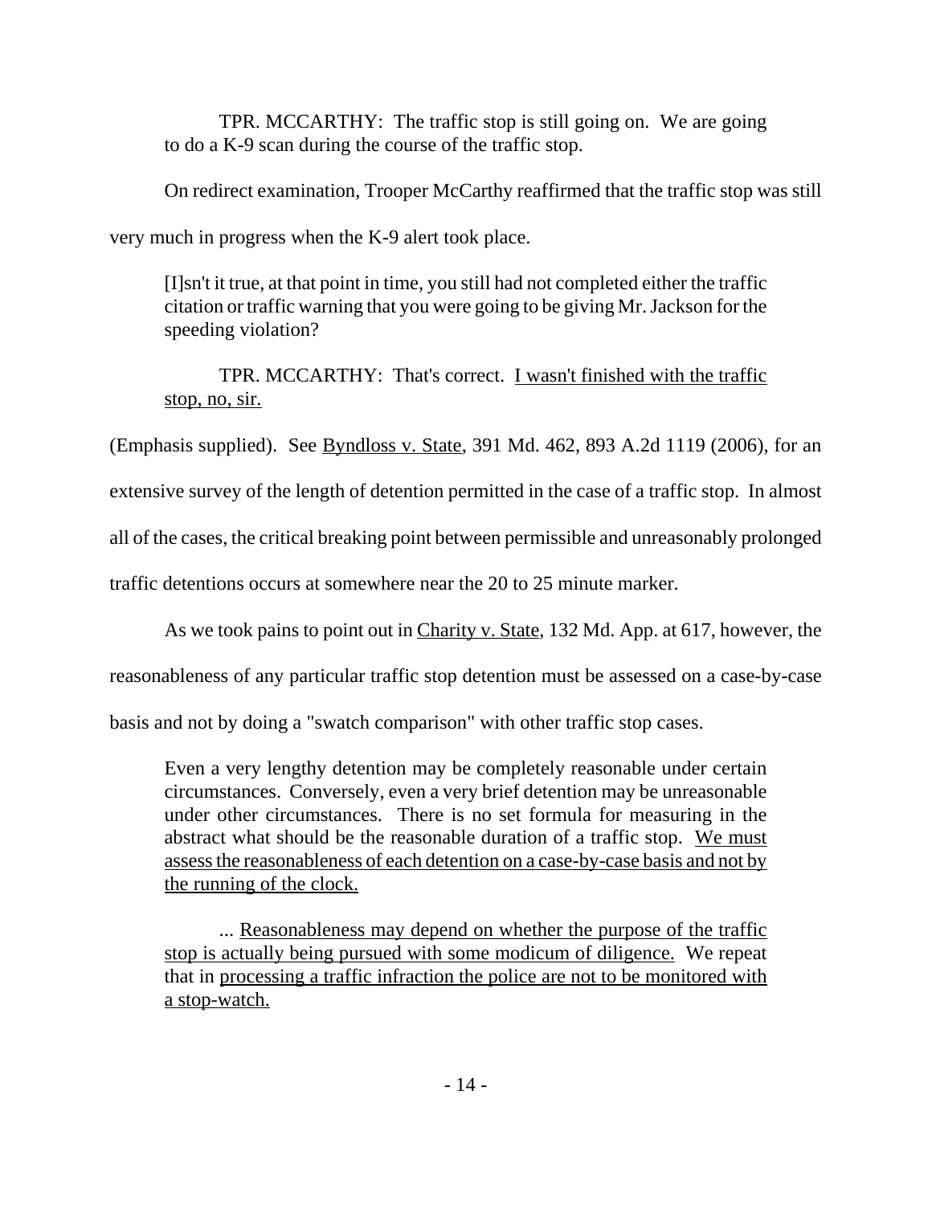> TPR. MCCARTHY: The traffic stop is still going on. We are going to do a K-9 scan during the course of the traffic stop.

On redirect examination, Trooper McCarthy reaffirmed that the traffic stop was still very much in progress when the K-9 alert took place.

> [I]sn't it true, at that point in time, you still had not completed either the traffic citation or traffic warning that you were going to be giving Mr. Jackson for the speeding violation?
>
> TPR. MCCARTHY: That's correct. <u>I wasn't finished with the traffic stop, no, sir.</u>

(Emphasis supplied). See <u>Byndloss v. State</u>, 391 Md. 462, 893 A.2d 1119 (2006), for an extensive survey of the length of detention permitted in the case of a traffic stop. In almost all of the cases, the critical breaking point between permissible and unreasonably prolonged traffic detentions occurs at somewhere near the 20 to 25 minute marker.

As we took pains to point out in <u>Charity v. State</u>, 132 Md. App. at 617, however, the reasonableness of any particular traffic stop detention must be assessed on a case-by-case basis and not by doing a "swatch comparison" with other traffic stop cases.

> Even a very lengthy detention may be completely reasonable under certain circumstances. Conversely, even a very brief detention may be unreasonable under other circumstances. There is no set formula for measuring in the abstract what should be the reasonable duration of a traffic stop. <u>We must assess the reasonableness of each detention on a case-by-case basis and not by the running of the clock.</u>
>
> ... <u>Reasonableness may depend on whether the purpose of the traffic stop is actually being pursued with some modicum of diligence.</u> We repeat that in <u>processing a traffic infraction the police are not to be monitored with a stop-watch.</u>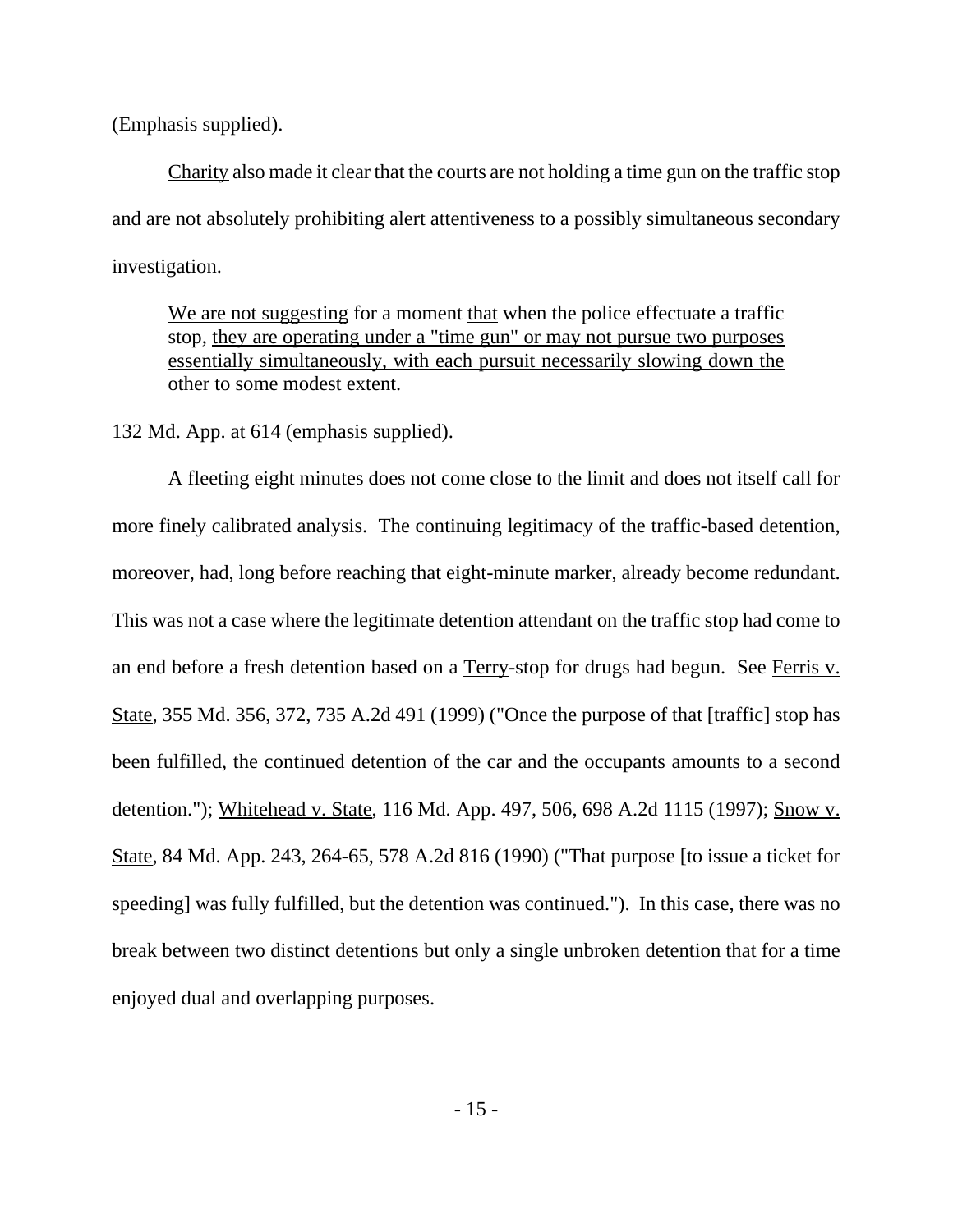(Emphasis supplied).

Charity also made it clear that the courts are not holding a time gun on the traffic stop and are not absolutely prohibiting alert attentiveness to a possibly simultaneous secondary investigation.

> We are not suggesting for a moment that when the police effectuate a traffic stop, they are operating under a "time gun" or may not pursue two purposes essentially simultaneously, with each pursuit necessarily slowing down the other to some modest extent.

132 Md. App. at 614 (emphasis supplied).

A fleeting eight minutes does not come close to the limit and does not itself call for more finely calibrated analysis. The continuing legitimacy of the traffic-based detention, moreover, had, long before reaching that eight-minute marker, already become redundant. This was not a case where the legitimate detention attendant on the traffic stop had come to an end before a fresh detention based on a Terry-stop for drugs had begun. See Ferris v. State, 355 Md. 356, 372, 735 A.2d 491 (1999) ("Once the purpose of that [traffic] stop has been fulfilled, the continued detention of the car and the occupants amounts to a second detention."); Whitehead v. State, 116 Md. App. 497, 506, 698 A.2d 1115 (1997); Snow v. State, 84 Md. App. 243, 264-65, 578 A.2d 816 (1990) ("That purpose [to issue a ticket for speeding] was fully fulfilled, but the detention was continued."). In this case, there was no break between two distinct detentions but only a single unbroken detention that for a time enjoyed dual and overlapping purposes.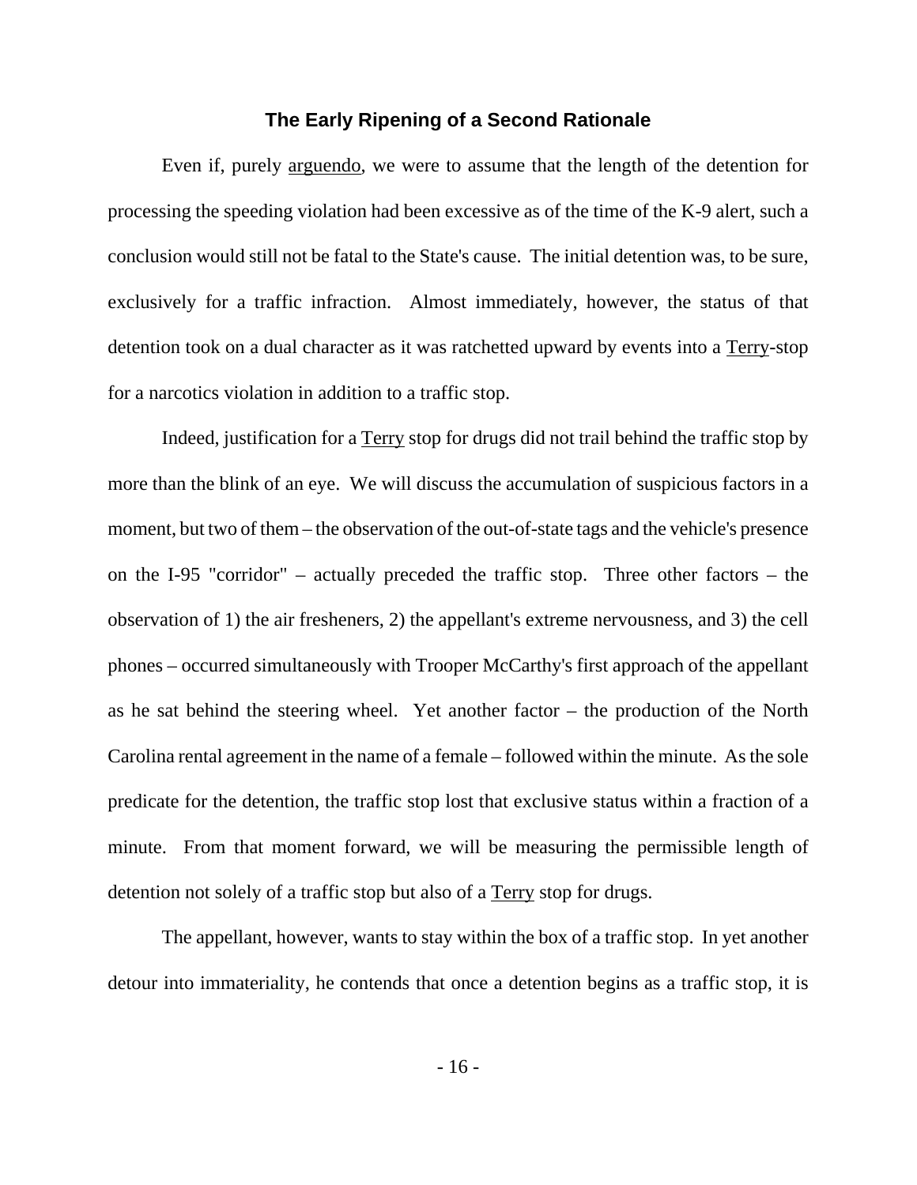### The Early Ripening of a Second Rationale

Even if, purely arguendo, we were to assume that the length of the detention for processing the speeding violation had been excessive as of the time of the K-9 alert, such a conclusion would still not be fatal to the State's cause. The initial detention was, to be sure, exclusively for a traffic infraction. Almost immediately, however, the status of that detention took on a dual character as it was ratchetted upward by events into a Terry-stop for a narcotics violation in addition to a traffic stop.

Indeed, justification for a Terry stop for drugs did not trail behind the traffic stop by more than the blink of an eye. We will discuss the accumulation of suspicious factors in a moment, but two of them – the observation of the out-of-state tags and the vehicle's presence on the I-95 "corridor" – actually preceded the traffic stop. Three other factors – the observation of 1) the air fresheners, 2) the appellant's extreme nervousness, and 3) the cell phones – occurred simultaneously with Trooper McCarthy's first approach of the appellant as he sat behind the steering wheel. Yet another factor – the production of the North Carolina rental agreement in the name of a female – followed within the minute. As the sole predicate for the detention, the traffic stop lost that exclusive status within a fraction of a minute. From that moment forward, we will be measuring the permissible length of detention not solely of a traffic stop but also of a Terry stop for drugs.

The appellant, however, wants to stay within the box of a traffic stop. In yet another detour into immateriality, he contends that once a detention begins as a traffic stop, it is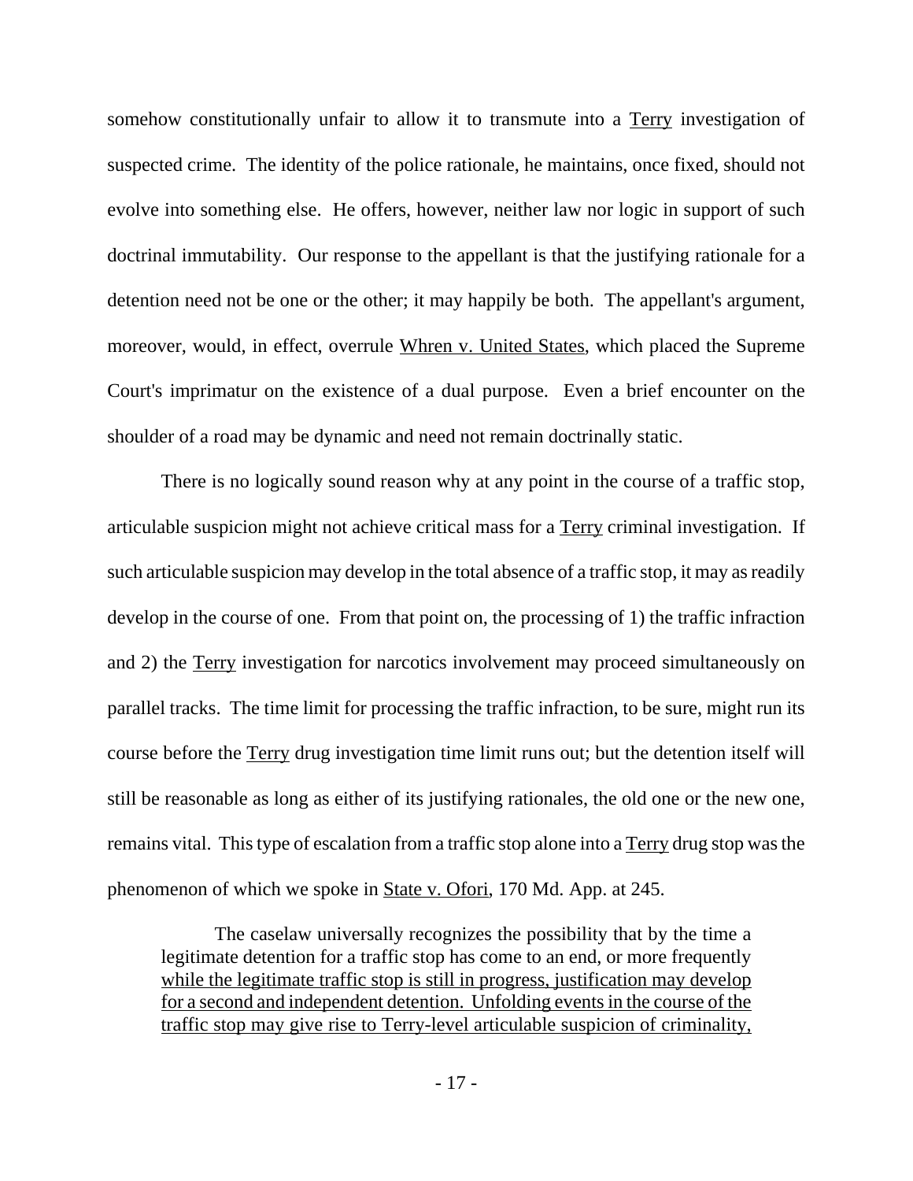somehow constitutionally unfair to allow it to transmute into a <u>Terry</u> investigation of suspected crime. The identity of the police rationale, he maintains, once fixed, should not evolve into something else. He offers, however, neither law nor logic in support of such doctrinal immutability. Our response to the appellant is that the justifying rationale for a detention need not be one or the other; it may happily be both. The appellant's argument, moreover, would, in effect, overrule <u>Whren v. United States</u>, which placed the Supreme Court's imprimatur on the existence of a dual purpose. Even a brief encounter on the shoulder of a road may be dynamic and need not remain doctrinally static.

There is no logically sound reason why at any point in the course of a traffic stop, articulable suspicion might not achieve critical mass for a <u>Terry</u> criminal investigation. If such articulable suspicion may develop in the total absence of a traffic stop, it may as readily develop in the course of one. From that point on, the processing of 1) the traffic infraction and 2) the <u>Terry</u> investigation for narcotics involvement may proceed simultaneously on parallel tracks. The time limit for processing the traffic infraction, to be sure, might run its course before the <u>Terry</u> drug investigation time limit runs out; but the detention itself will still be reasonable as long as either of its justifying rationales, the old one or the new one, remains vital. This type of escalation from a traffic stop alone into a <u>Terry</u> drug stop was the phenomenon of which we spoke in <u>State v. Ofori</u>, 170 Md. App. at 245.

> The caselaw universally recognizes the possibility that by the time a legitimate detention for a traffic stop has come to an end, or more frequently <u>while the legitimate traffic stop is still in progress, justification may develop for a second and independent detention. Unfolding events in the course of the traffic stop may give rise to Terry-level articulable suspicion of criminality,</u>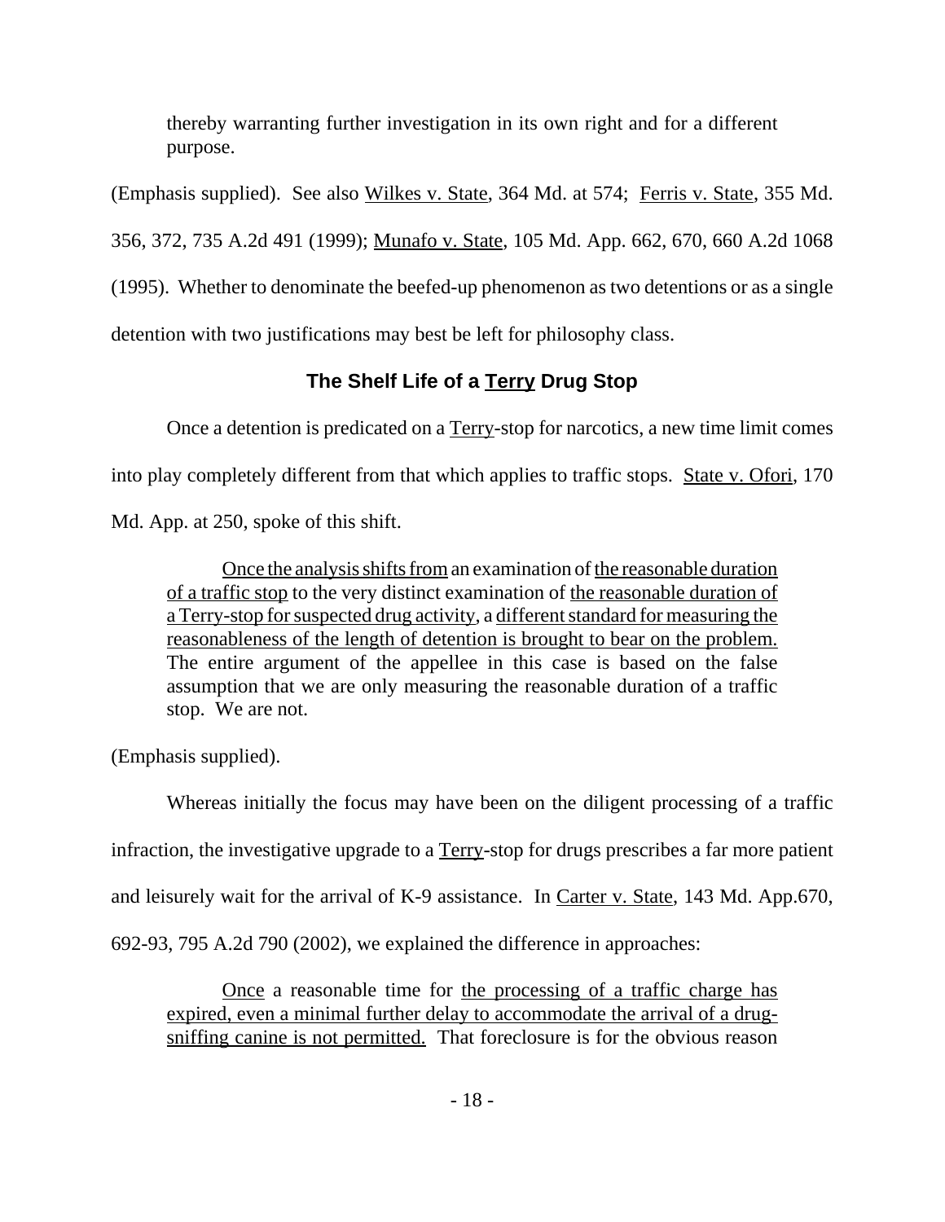> thereby warranting further investigation in its own right and for a different purpose.

(Emphasis supplied). See also Wilkes v. State, 364 Md. at 574; Ferris v. State, 355 Md. 356, 372, 735 A.2d 491 (1999); Munafo v. State, 105 Md. App. 662, 670, 660 A.2d 1068 (1995). Whether to denominate the beefed-up phenomenon as two detentions or as a single detention with two justifications may best be left for philosophy class.

## The Shelf Life of a Terry Drug Stop

Once a detention is predicated on a Terry-stop for narcotics, a new time limit comes into play completely different from that which applies to traffic stops. State v. Ofori, 170 Md. App. at 250, spoke of this shift.

> Once the analysis shifts from an examination of the reasonable duration of a traffic stop to the very distinct examination of the reasonable duration of a Terry-stop for suspected drug activity, a different standard for measuring the reasonableness of the length of detention is brought to bear on the problem. The entire argument of the appellee in this case is based on the false assumption that we are only measuring the reasonable duration of a traffic stop. We are not.

(Emphasis supplied).

Whereas initially the focus may have been on the diligent processing of a traffic infraction, the investigative upgrade to a Terry-stop for drugs prescribes a far more patient and leisurely wait for the arrival of K-9 assistance. In Carter v. State, 143 Md. App.670, 692-93, 795 A.2d 790 (2002), we explained the difference in approaches:

> Once a reasonable time for the processing of a traffic charge has expired, even a minimal further delay to accommodate the arrival of a drug-sniffing canine is not permitted. That foreclosure is for the obvious reason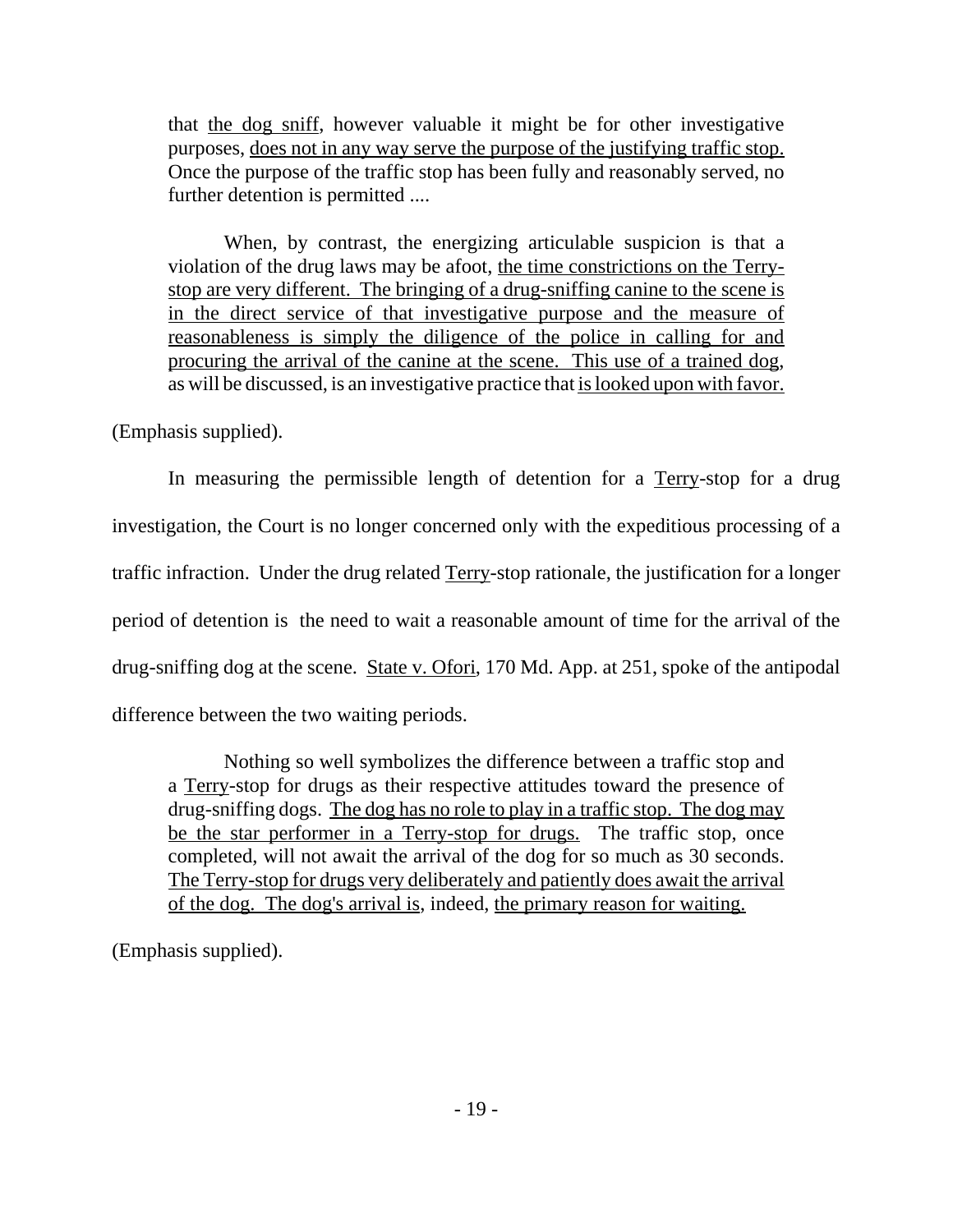> that <u>the dog sniff</u>, however valuable it might be for other investigative purposes, <u>does not in any way serve the purpose of the justifying traffic stop.</u> Once the purpose of the traffic stop has been fully and reasonably served, no further detention is permitted ....
>
> When, by contrast, the energizing articulable suspicion is that a violation of the drug laws may be afoot, <u>the time constrictions on the Terry-stop are very different. The bringing of a drug-sniffing canine to the scene is in the direct service of that investigative purpose and the measure of reasonableness is simply the diligence of the police in calling for and procuring the arrival of the canine at the scene. This use of a trained dog</u>, as will be discussed, is an investigative practice that <u>is looked upon with favor.</u>

(Emphasis supplied).

In measuring the permissible length of detention for a <u>Terry</u>-stop for a drug investigation, the Court is no longer concerned only with the expeditious processing of a traffic infraction. Under the drug related <u>Terry</u>-stop rationale, the justification for a longer period of detention is the need to wait a reasonable amount of time for the arrival of the drug-sniffing dog at the scene. <u>State v. Ofori</u>, 170 Md. App. at 251, spoke of the antipodal difference between the two waiting periods.

> Nothing so well symbolizes the difference between a traffic stop and a <u>Terry</u>-stop for drugs as their respective attitudes toward the presence of drug-sniffing dogs. <u>The dog has no role to play in a traffic stop. The dog may be the star performer in a Terry-stop for drugs.</u> The traffic stop, once completed, will not await the arrival of the dog for so much as 30 seconds. <u>The Terry-stop for drugs very deliberately and patiently does await the arrival of the dog. The dog's arrival is</u>, indeed, <u>the primary reason for waiting.</u>

(Emphasis supplied).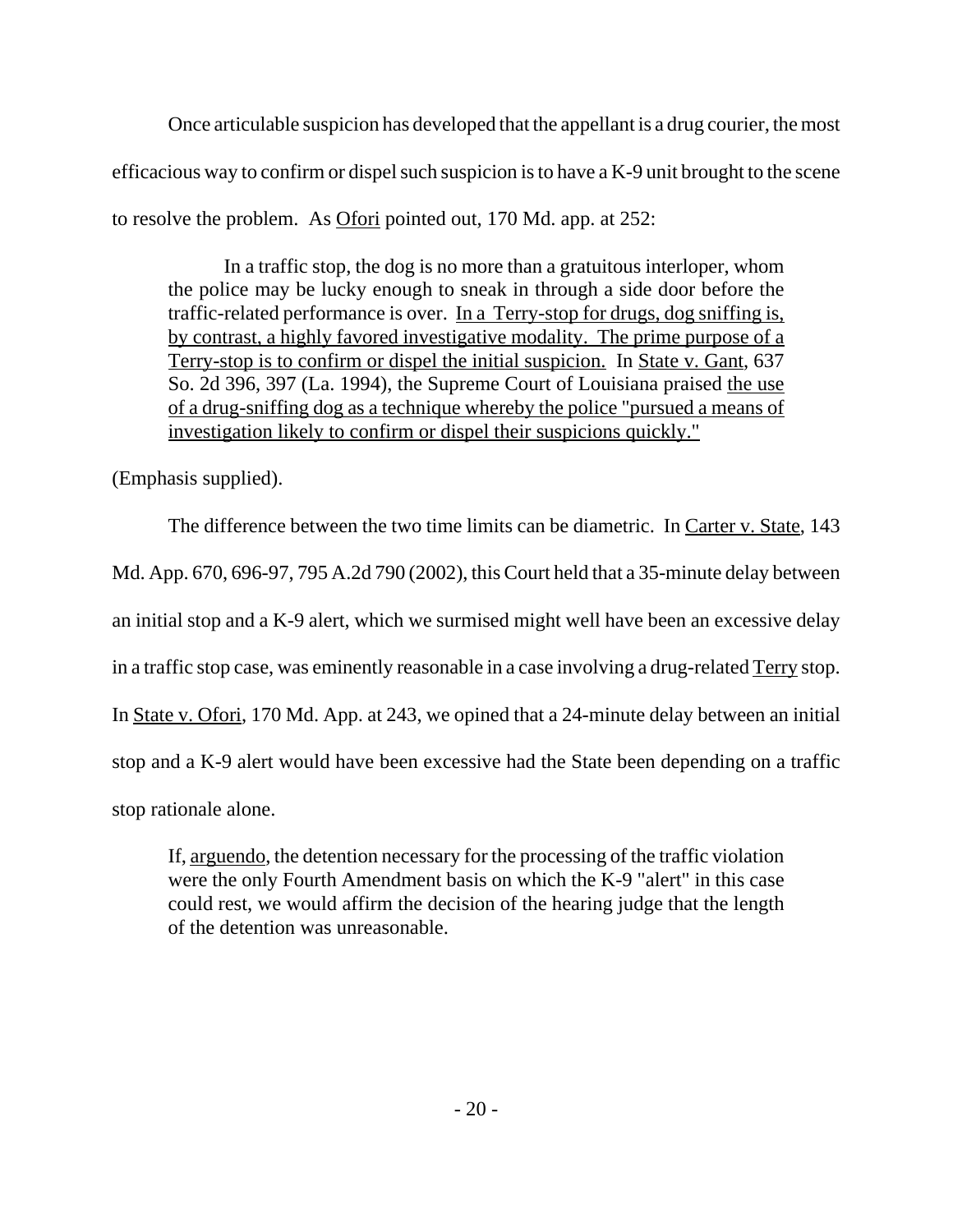Once articulable suspicion has developed that the appellant is a drug courier, the most efficacious way to confirm or dispel such suspicion is to have a K-9 unit brought to the scene to resolve the problem. As Ofori pointed out, 170 Md. app. at 252:

> In a traffic stop, the dog is no more than a gratuitous interloper, whom the police may be lucky enough to sneak in through a side door before the traffic-related performance is over. In a Terry-stop for drugs, dog sniffing is, by contrast, a highly favored investigative modality. The prime purpose of a Terry-stop is to confirm or dispel the initial suspicion. In State v. Gant, 637 So. 2d 396, 397 (La. 1994), the Supreme Court of Louisiana praised the use of a drug-sniffing dog as a technique whereby the police "pursued a means of investigation likely to confirm or dispel their suspicions quickly."

(Emphasis supplied).

The difference between the two time limits can be diametric. In Carter v. State, 143 Md. App. 670, 696-97, 795 A.2d 790 (2002), this Court held that a 35-minute delay between an initial stop and a K-9 alert, which we surmised might well have been an excessive delay in a traffic stop case, was eminently reasonable in a case involving a drug-related Terry stop. In State v. Ofori, 170 Md. App. at 243, we opined that a 24-minute delay between an initial stop and a K-9 alert would have been excessive had the State been depending on a traffic stop rationale alone.

> If, arguendo, the detention necessary for the processing of the traffic violation were the only Fourth Amendment basis on which the K-9 "alert" in this case could rest, we would affirm the decision of the hearing judge that the length of the detention was unreasonable.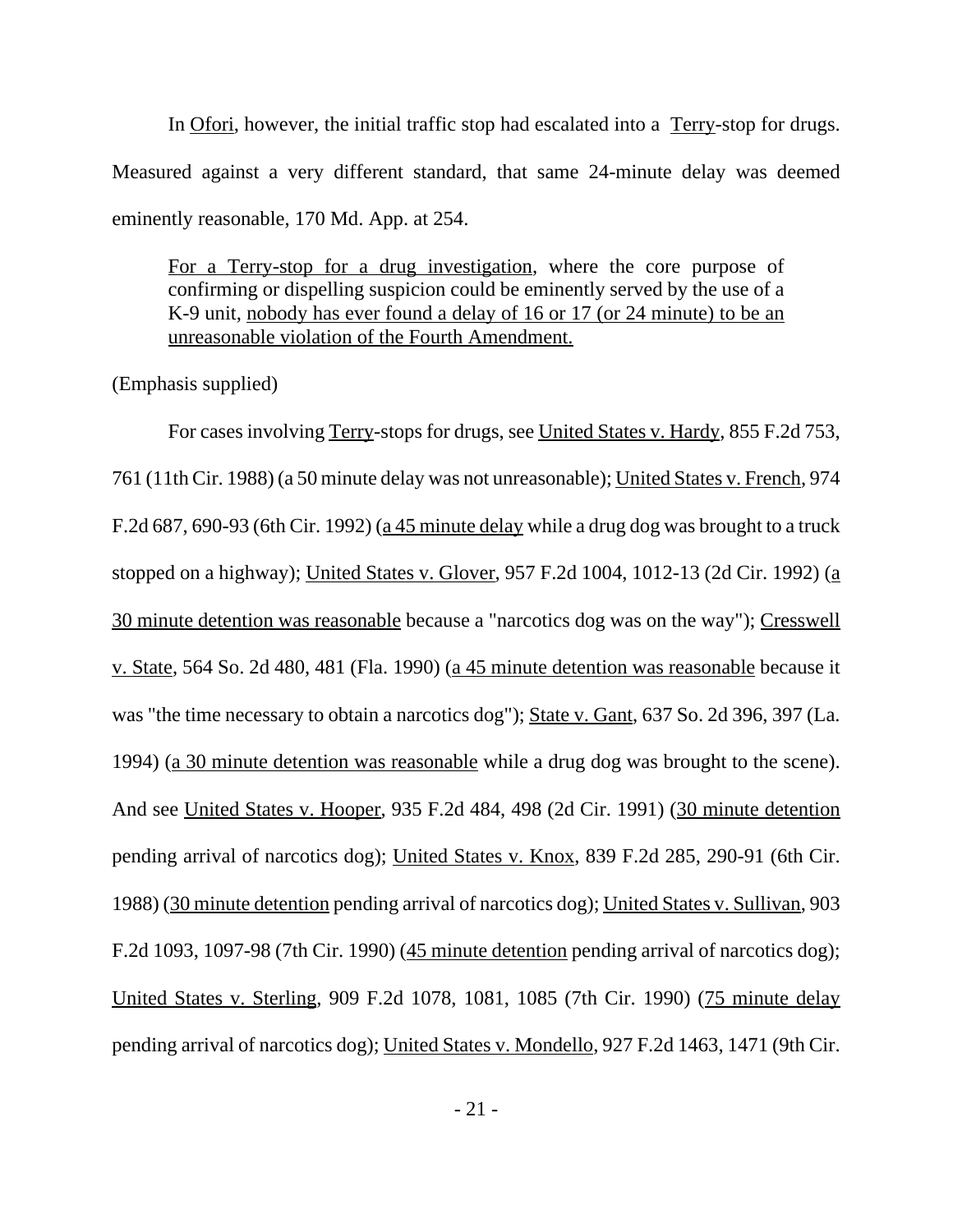In Ofori, however, the initial traffic stop had escalated into a Terry-stop for drugs. Measured against a very different standard, that same 24-minute delay was deemed eminently reasonable, 170 Md. App. at 254.

> For a Terry-stop for a drug investigation, where the core purpose of confirming or dispelling suspicion could be eminently served by the use of a K-9 unit, nobody has ever found a delay of 16 or 17 (or 24 minute) to be an unreasonable violation of the Fourth Amendment.

(Emphasis supplied)

For cases involving Terry-stops for drugs, see United States v. Hardy, 855 F.2d 753, 761 (11th Cir. 1988) (a 50 minute delay was not unreasonable); United States v. French, 974 F.2d 687, 690-93 (6th Cir. 1992) (a 45 minute delay while a drug dog was brought to a truck stopped on a highway); United States v. Glover, 957 F.2d 1004, 1012-13 (2d Cir. 1992) (a 30 minute detention was reasonable because a "narcotics dog was on the way"); Cresswell v. State, 564 So. 2d 480, 481 (Fla. 1990) (a 45 minute detention was reasonable because it was "the time necessary to obtain a narcotics dog"); State v. Gant, 637 So. 2d 396, 397 (La. 1994) (a 30 minute detention was reasonable while a drug dog was brought to the scene). And see United States v. Hooper, 935 F.2d 484, 498 (2d Cir. 1991) (30 minute detention pending arrival of narcotics dog); United States v. Knox, 839 F.2d 285, 290-91 (6th Cir. 1988) (30 minute detention pending arrival of narcotics dog); United States v. Sullivan, 903 F.2d 1093, 1097-98 (7th Cir. 1990) (45 minute detention pending arrival of narcotics dog); United States v. Sterling, 909 F.2d 1078, 1081, 1085 (7th Cir. 1990) (75 minute delay pending arrival of narcotics dog); United States v. Mondello, 927 F.2d 1463, 1471 (9th Cir.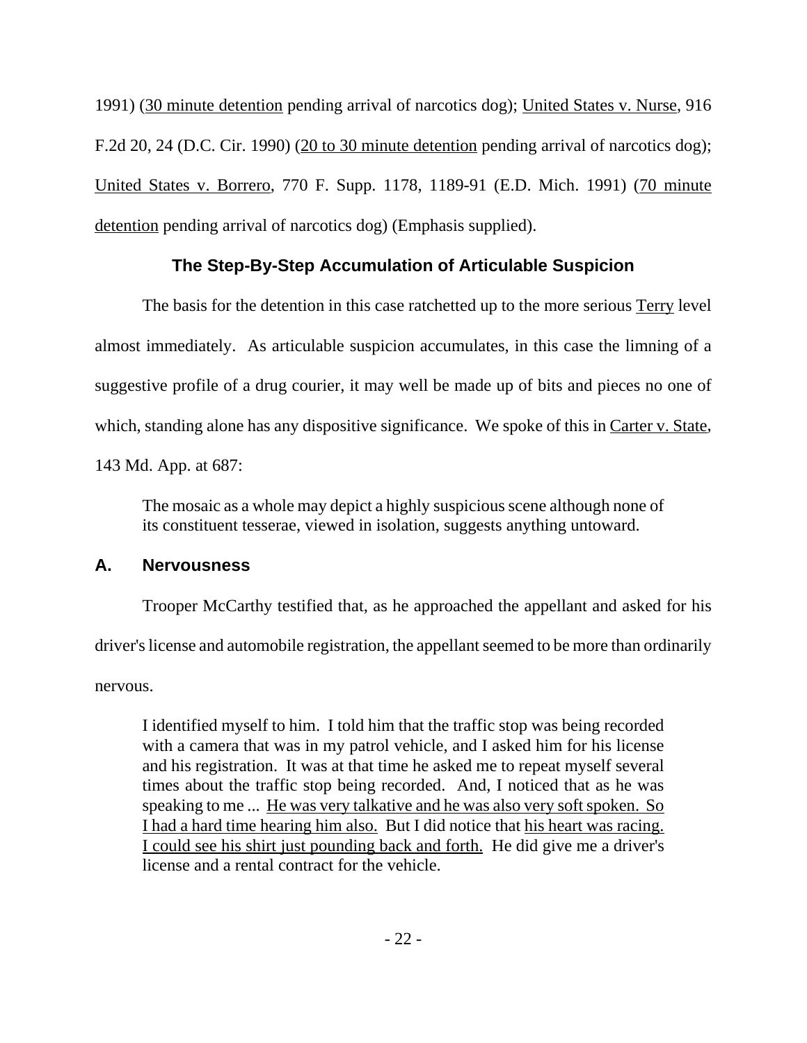1991) (30 minute detention pending arrival of narcotics dog); United States v. Nurse, 916 F.2d 20, 24 (D.C. Cir. 1990) (20 to 30 minute detention pending arrival of narcotics dog); United States v. Borrero, 770 F. Supp. 1178, 1189-91 (E.D. Mich. 1991) (70 minute detention pending arrival of narcotics dog) (Emphasis supplied).

## The Step-By-Step Accumulation of Articulable Suspicion

The basis for the detention in this case ratchetted up to the more serious Terry level almost immediately. As articulable suspicion accumulates, in this case the limning of a suggestive profile of a drug courier, it may well be made up of bits and pieces no one of which, standing alone has any dispositive significance. We spoke of this in Carter v. State, 143 Md. App. at 687:

> The mosaic as a whole may depict a highly suspicious scene although none of its constituent tesserae, viewed in isolation, suggests anything untoward.

### A. Nervousness

Trooper McCarthy testified that, as he approached the appellant and asked for his driver's license and automobile registration, the appellant seemed to be more than ordinarily nervous.

> I identified myself to him. I told him that the traffic stop was being recorded with a camera that was in my patrol vehicle, and I asked him for his license and his registration. It was at that time he asked me to repeat myself several times about the traffic stop being recorded. And, I noticed that as he was speaking to me ... He was very talkative and he was also very soft spoken. So I had a hard time hearing him also. But I did notice that his heart was racing. I could see his shirt just pounding back and forth. He did give me a driver's license and a rental contract for the vehicle.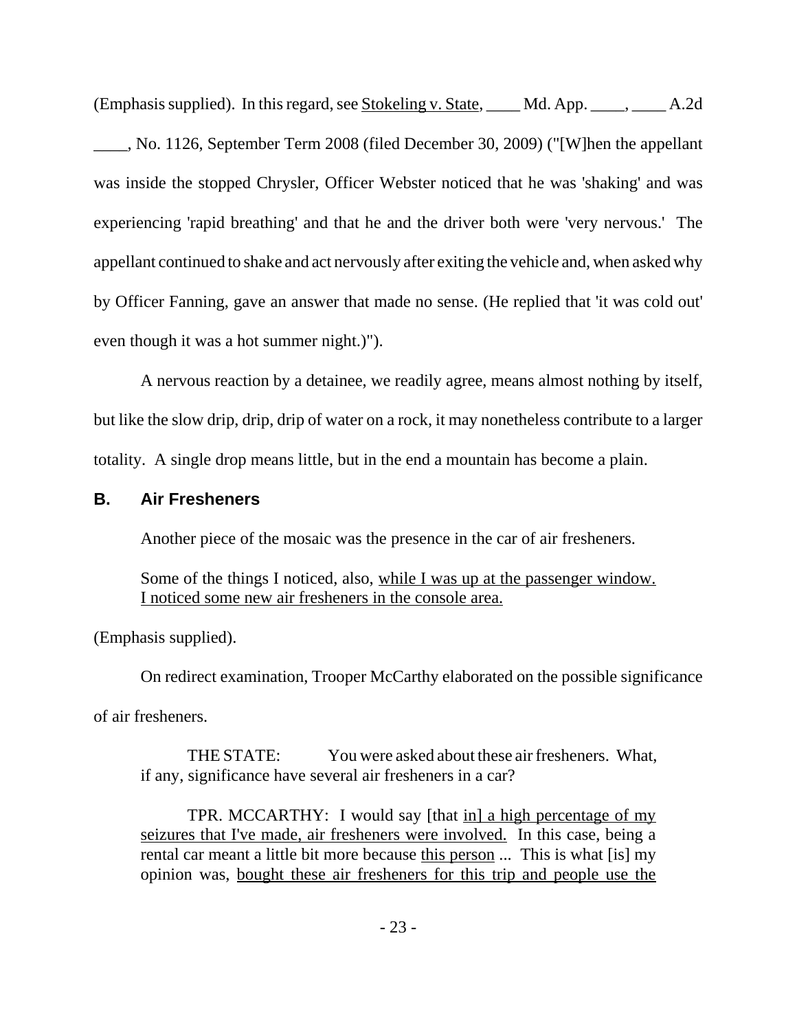(Emphasis supplied). In this regard, see <u>Stokeling v. State</u>, ____ Md. App. ____, ____ A.2d ____, No. 1126, September Term 2008 (filed December 30, 2009) ("[W]hen the appellant was inside the stopped Chrysler, Officer Webster noticed that he was 'shaking' and was experiencing 'rapid breathing' and that he and the driver both were 'very nervous.' The appellant continued to shake and act nervously after exiting the vehicle and, when asked why by Officer Fanning, gave an answer that made no sense. (He replied that 'it was cold out' even though it was a hot summer night.)").

A nervous reaction by a detainee, we readily agree, means almost nothing by itself, but like the slow drip, drip, drip of water on a rock, it may nonetheless contribute to a larger totality. A single drop means little, but in the end a mountain has become a plain.

### B. Air Fresheners

Another piece of the mosaic was the presence in the car of air fresheners.

> Some of the things I noticed, also, <u>while I was up at the passenger window. I noticed some new air fresheners in the console area.</u>

(Emphasis supplied).

On redirect examination, Trooper McCarthy elaborated on the possible significance of air fresheners.

> THE STATE: You were asked about these air fresheners. What, if any, significance have several air fresheners in a car?
>
> TPR. MCCARTHY: I would say [that <u>in] a high percentage of my seizures that I've made, air fresheners were involved.</u> In this case, being a rental car meant a little bit more because <u>this person</u> ... This is what [is] my opinion was, <u>bought these air fresheners for this trip and people use the</u>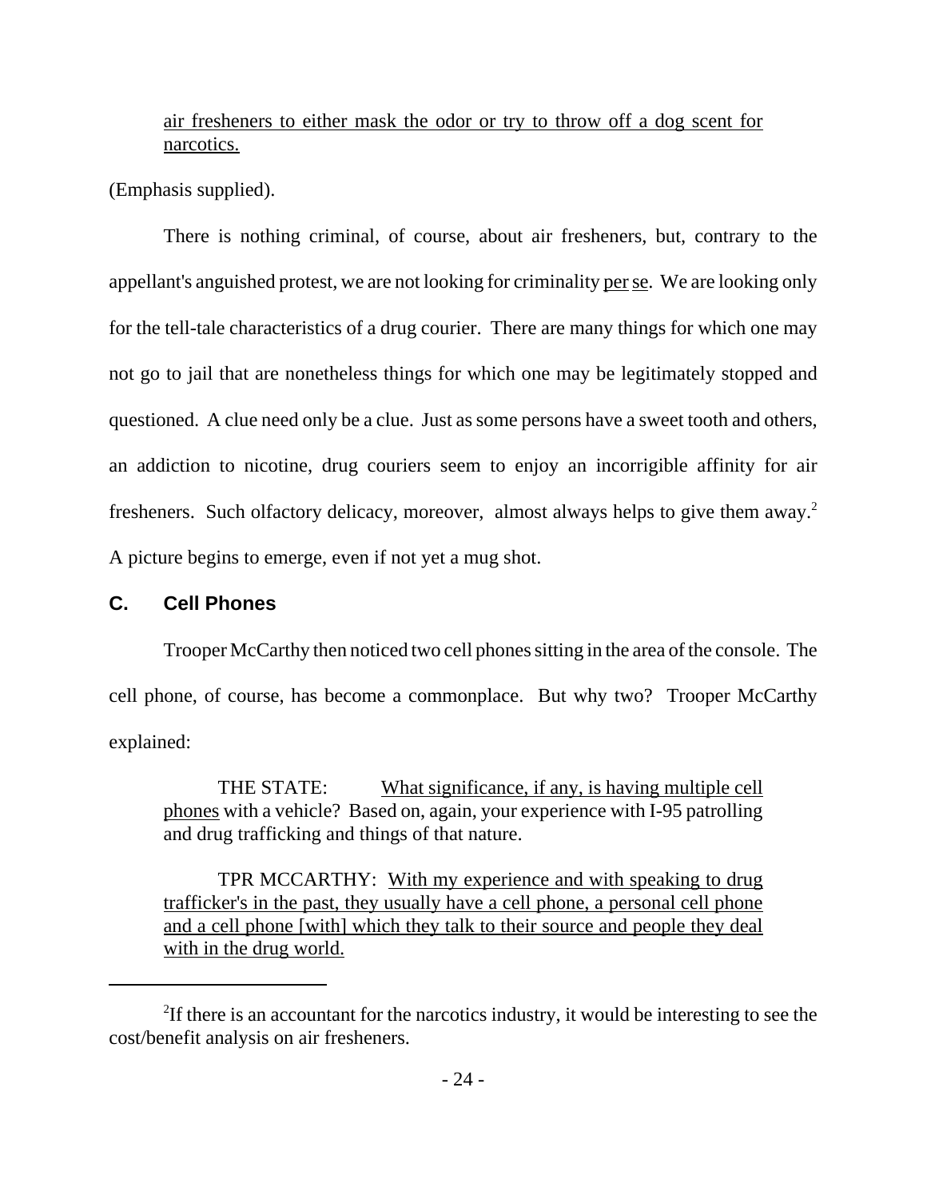air fresheners to either mask the odor or try to throw off a dog scent for narcotics.

(Emphasis supplied).

There is nothing criminal, of course, about air fresheners, but, contrary to the appellant's anguished protest, we are not looking for criminality per se. We are looking only for the tell-tale characteristics of a drug courier. There are many things for which one may not go to jail that are nonetheless things for which one may be legitimately stopped and questioned. A clue need only be a clue. Just as some persons have a sweet tooth and others, an addiction to nicotine, drug couriers seem to enjoy an incorrigible affinity for air fresheners. Such olfactory delicacy, moreover, almost always helps to give them away.[2] A picture begins to emerge, even if not yet a mug shot.

### C. Cell Phones

Trooper McCarthy then noticed two cell phones sitting in the area of the console. The cell phone, of course, has become a commonplace. But why two? Trooper McCarthy explained:

> THE STATE: What significance, if any, is having multiple cell phones with a vehicle? Based on, again, your experience with I-95 patrolling and drug trafficking and things of that nature.
>
> TPR MCCARTHY: With my experience and with speaking to drug trafficker's in the past, they usually have a cell phone, a personal cell phone and a cell phone [with] which they talk to their source and people they deal with in the drug world.

---

[2] If there is an accountant for the narcotics industry, it would be interesting to see the cost/benefit analysis on air fresheners.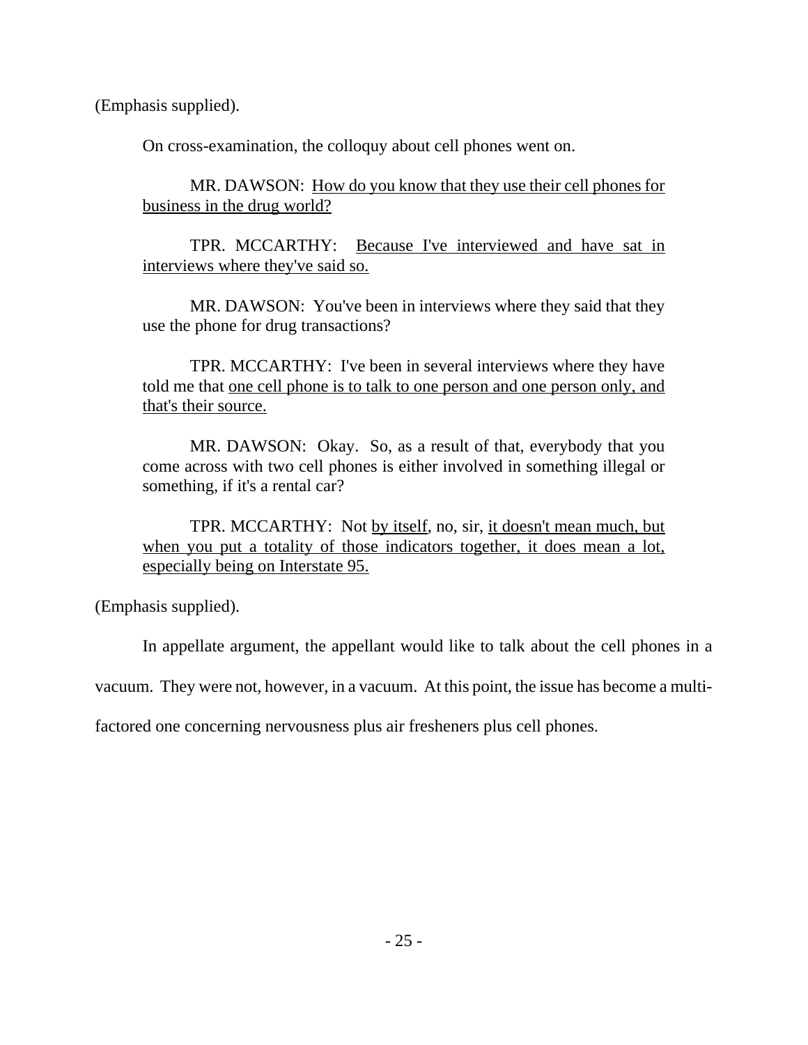(Emphasis supplied).

On cross-examination, the colloquy about cell phones went on.

> MR. DAWSON: <u>How do you know that they use their cell phones for business in the drug world?</u>
>
> TPR. MCCARTHY: <u>Because I've interviewed and have sat in interviews where they've said so.</u>
>
> MR. DAWSON: You've been in interviews where they said that they use the phone for drug transactions?
>
> TPR. MCCARTHY: I've been in several interviews where they have told me that <u>one cell phone is to talk to one person and one person only, and that's their source.</u>
>
> MR. DAWSON: Okay. So, as a result of that, everybody that you come across with two cell phones is either involved in something illegal or something, if it's a rental car?
>
> TPR. MCCARTHY: Not <u>by itself</u>, no, sir, <u>it doesn't mean much, but when you put a totality of those indicators together, it does mean a lot, especially being on Interstate 95.</u>

(Emphasis supplied).

In appellate argument, the appellant would like to talk about the cell phones in a vacuum. They were not, however, in a vacuum. At this point, the issue has become a multi-factored one concerning nervousness plus air fresheners plus cell phones.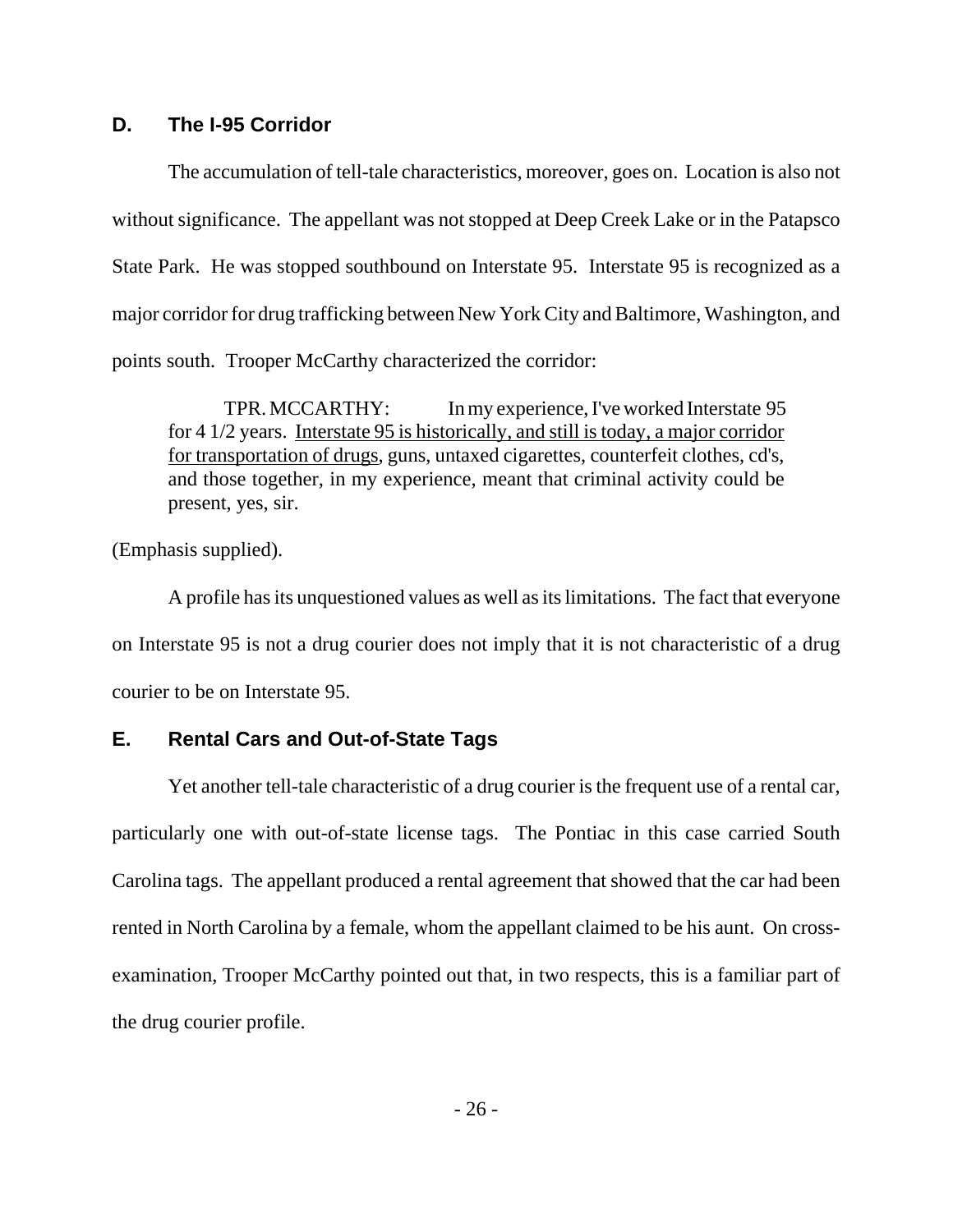## D. The I-95 Corridor

The accumulation of tell-tale characteristics, moreover, goes on. Location is also not without significance. The appellant was not stopped at Deep Creek Lake or in the Patapsco State Park. He was stopped southbound on Interstate 95. Interstate 95 is recognized as a major corridor for drug trafficking between New York City and Baltimore, Washington, and points south. Trooper McCarthy characterized the corridor:

> TPR. MCCARTHY: In my experience, I've worked Interstate 95 for 4 1/2 years. <u>Interstate 95 is historically, and still is today, a major corridor for transportation of drugs</u>, guns, untaxed cigarettes, counterfeit clothes, cd's, and those together, in my experience, meant that criminal activity could be present, yes, sir.

(Emphasis supplied).

A profile has its unquestioned values as well as its limitations. The fact that everyone on Interstate 95 is not a drug courier does not imply that it is not characteristic of a drug courier to be on Interstate 95.

## E. Rental Cars and Out-of-State Tags

Yet another tell-tale characteristic of a drug courier is the frequent use of a rental car, particularly one with out-of-state license tags. The Pontiac in this case carried South Carolina tags. The appellant produced a rental agreement that showed that the car had been rented in North Carolina by a female, whom the appellant claimed to be his aunt. On cross-examination, Trooper McCarthy pointed out that, in two respects, this is a familiar part of the drug courier profile.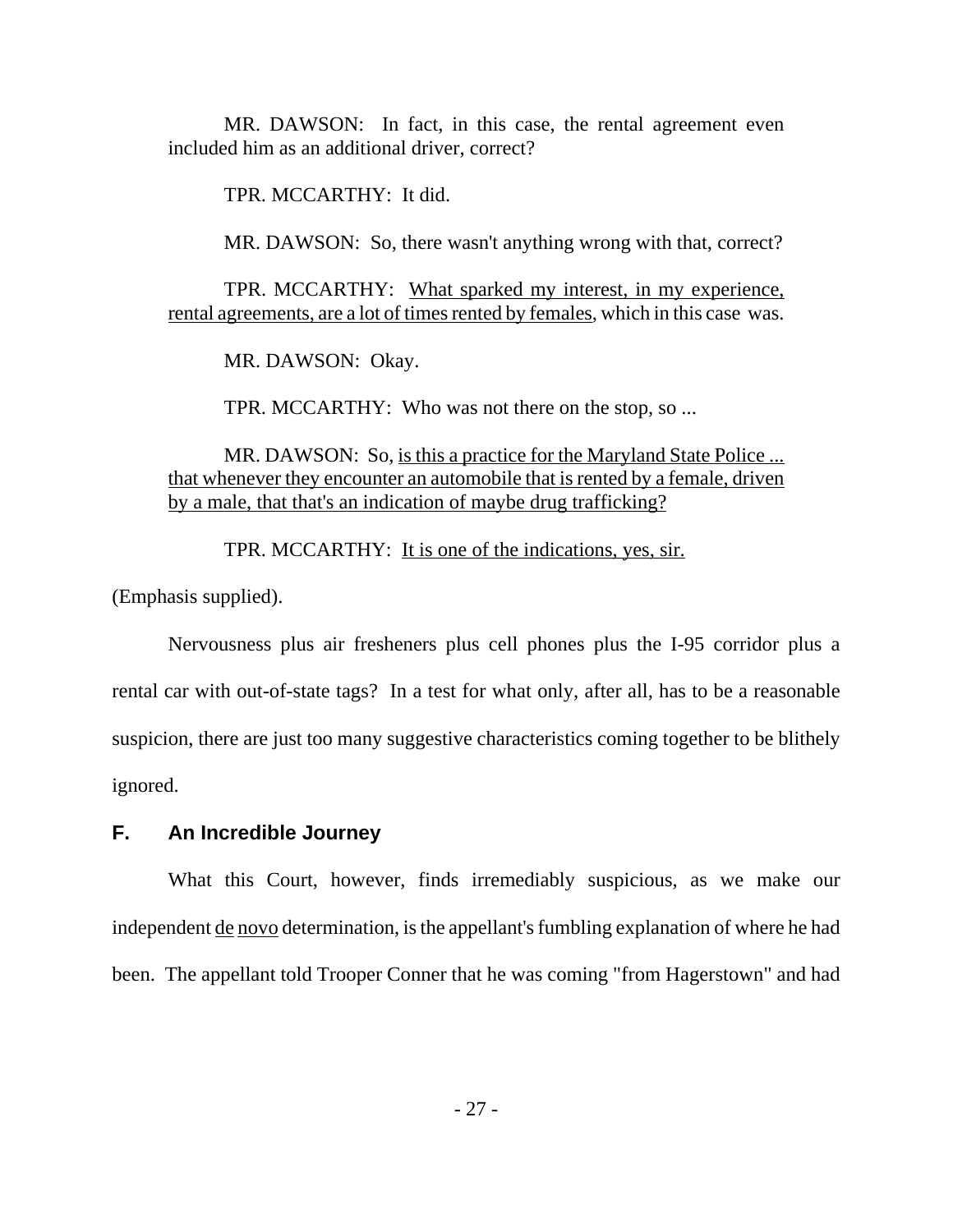MR. DAWSON: In fact, in this case, the rental agreement even included him as an additional driver, correct?

TPR. MCCARTHY: It did.

MR. DAWSON: So, there wasn't anything wrong with that, correct?

TPR. MCCARTHY: <u>What sparked my interest, in my experience, rental agreements, are a lot of times rented by females</u>, which in this case was.

MR. DAWSON: Okay.

TPR. MCCARTHY: Who was not there on the stop, so ...

MR. DAWSON: So, <u>is this a practice for the Maryland State Police ... that whenever they encounter an automobile that is rented by a female, driven by a male, that that's an indication of maybe drug trafficking?</u>

TPR. MCCARTHY: <u>It is one of the indications, yes, sir.</u>

(Emphasis supplied).

Nervousness plus air fresheners plus cell phones plus the I-95 corridor plus a rental car with out-of-state tags? In a test for what only, after all, has to be a reasonable suspicion, there are just too many suggestive characteristics coming together to be blithely ignored.

### F. An Incredible Journey

What this Court, however, finds irremediably suspicious, as we make our independent <u>de novo</u> determination, is the appellant's fumbling explanation of where he had been. The appellant told Trooper Conner that he was coming "from Hagerstown" and had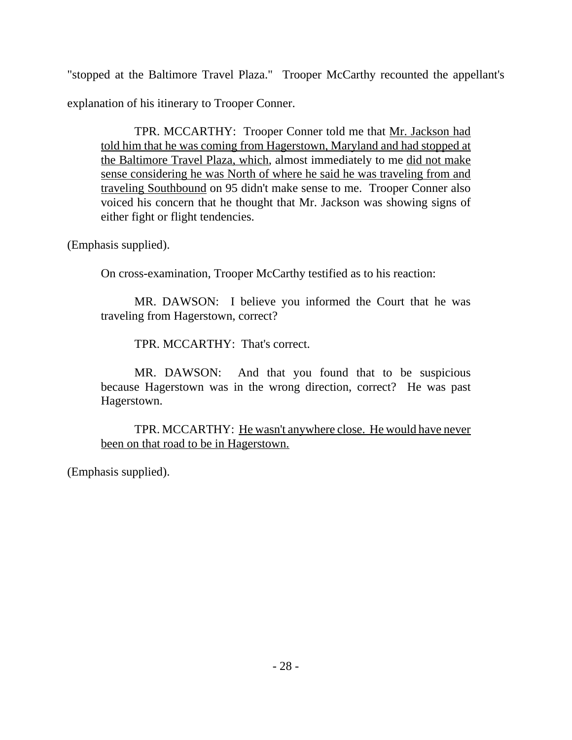"stopped at the Baltimore Travel Plaza." Trooper McCarthy recounted the appellant's explanation of his itinerary to Trooper Conner.

> TPR. MCCARTHY: Trooper Conner told me that <u>Mr. Jackson had told him that he was coming from Hagerstown, Maryland and had stopped at the Baltimore Travel Plaza, which</u>, almost immediately to me <u>did not make sense considering he was North of where he said he was traveling from and traveling Southbound</u> on 95 didn't make sense to me. Trooper Conner also voiced his concern that he thought that Mr. Jackson was showing signs of either fight or flight tendencies.

(Emphasis supplied).

On cross-examination, Trooper McCarthy testified as to his reaction:

> MR. DAWSON: I believe you informed the Court that he was traveling from Hagerstown, correct?
>
> TPR. MCCARTHY: That's correct.
>
> MR. DAWSON: And that you found that to be suspicious because Hagerstown was in the wrong direction, correct? He was past Hagerstown.
>
> TPR. MCCARTHY: <u>He wasn't anywhere close. He would have never been on that road to be in Hagerstown.</u>

(Emphasis supplied).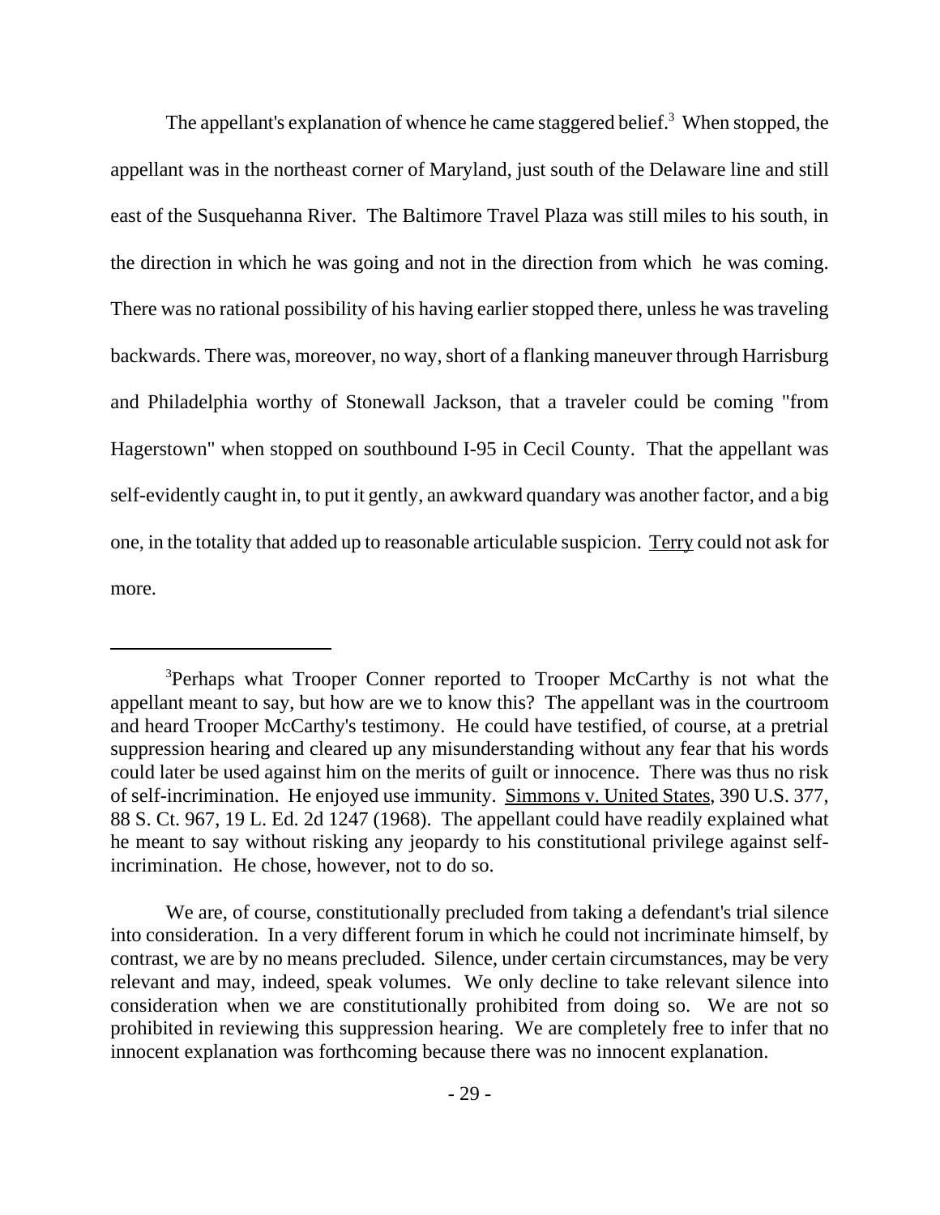The appellant's explanation of whence he came staggered belief.[3] When stopped, the appellant was in the northeast corner of Maryland, just south of the Delaware line and still east of the Susquehanna River. The Baltimore Travel Plaza was still miles to his south, in the direction in which he was going and not in the direction from which he was coming. There was no rational possibility of his having earlier stopped there, unless he was traveling backwards. There was, moreover, no way, short of a flanking maneuver through Harrisburg and Philadelphia worthy of Stonewall Jackson, that a traveler could be coming "from Hagerstown" when stopped on southbound I-95 in Cecil County. That the appellant was self-evidently caught in, to put it gently, an awkward quandary was another factor, and a big one, in the totality that added up to reasonable articulable suspicion. Terry could not ask for more.

---

[3]Perhaps what Trooper Conner reported to Trooper McCarthy is not what the appellant meant to say, but how are we to know this? The appellant was in the courtroom and heard Trooper McCarthy's testimony. He could have testified, of course, at a pretrial suppression hearing and cleared up any misunderstanding without any fear that his words could later be used against him on the merits of guilt or innocence. There was thus no risk of self-incrimination. He enjoyed use immunity. Simmons v. United States, 390 U.S. 377, 88 S. Ct. 967, 19 L. Ed. 2d 1247 (1968). The appellant could have readily explained what he meant to say without risking any jeopardy to his constitutional privilege against self-incrimination. He chose, however, not to do so.

We are, of course, constitutionally precluded from taking a defendant's trial silence into consideration. In a very different forum in which he could not incriminate himself, by contrast, we are by no means precluded. Silence, under certain circumstances, may be very relevant and may, indeed, speak volumes. We only decline to take relevant silence into consideration when we are constitutionally prohibited from doing so. We are not so prohibited in reviewing this suppression hearing. We are completely free to infer that no innocent explanation was forthcoming because there was no innocent explanation.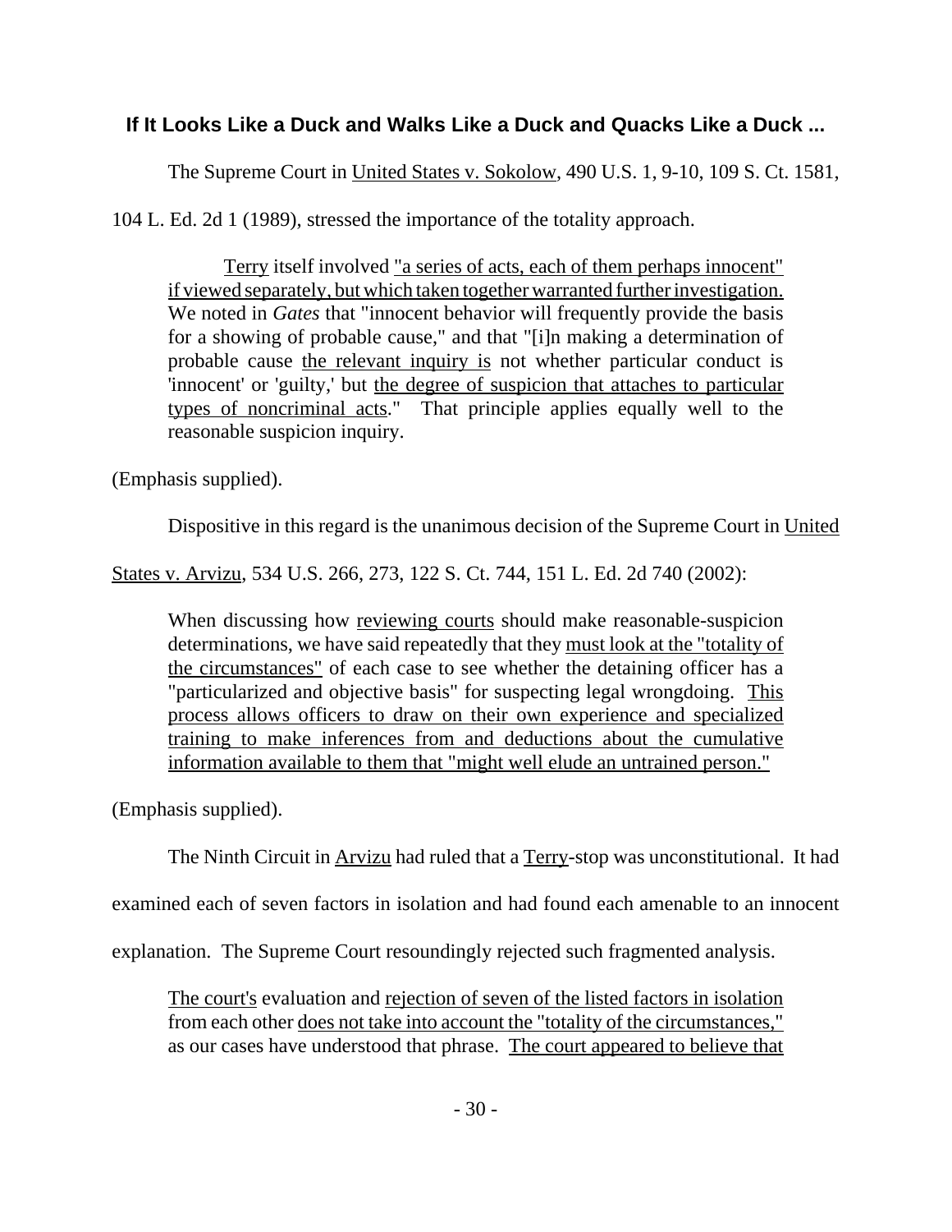### **If It Looks Like a Duck and Walks Like a Duck and Quacks Like a Duck ...**

The Supreme Court in United States v. Sokolow, 490 U.S. 1, 9-10, 109 S. Ct. 1581, 104 L. Ed. 2d 1 (1989), stressed the importance of the totality approach.

> Terry itself involved "a series of acts, each of them perhaps innocent" if viewed separately, but which taken together warranted further investigation. We noted in *Gates* that "innocent behavior will frequently provide the basis for a showing of probable cause," and that "[i]n making a determination of probable cause the relevant inquiry is not whether particular conduct is 'innocent' or 'guilty,' but the degree of suspicion that attaches to particular types of noncriminal acts." That principle applies equally well to the reasonable suspicion inquiry.

(Emphasis supplied).

Dispositive in this regard is the unanimous decision of the Supreme Court in United States v. Arvizu, 534 U.S. 266, 273, 122 S. Ct. 744, 151 L. Ed. 2d 740 (2002):

> When discussing how reviewing courts should make reasonable-suspicion determinations, we have said repeatedly that they must look at the "totality of the circumstances" of each case to see whether the detaining officer has a "particularized and objective basis" for suspecting legal wrongdoing. This process allows officers to draw on their own experience and specialized training to make inferences from and deductions about the cumulative information available to them that "might well elude an untrained person."

(Emphasis supplied).

The Ninth Circuit in Arvizu had ruled that a Terry-stop was unconstitutional. It had examined each of seven factors in isolation and had found each amenable to an innocent explanation. The Supreme Court resoundingly rejected such fragmented analysis.

> The court's evaluation and rejection of seven of the listed factors in isolation from each other does not take into account the "totality of the circumstances," as our cases have understood that phrase. The court appeared to believe that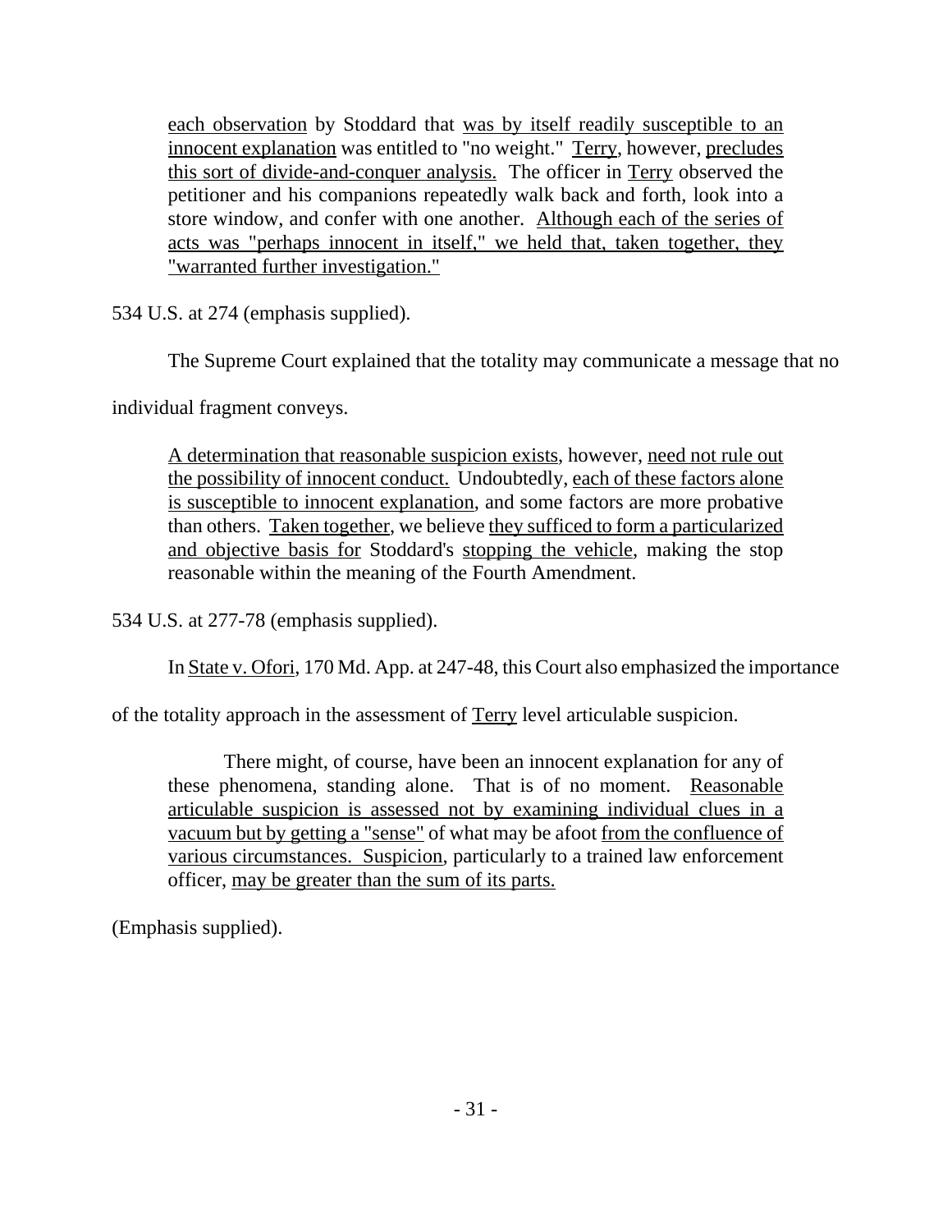> each observation by Stoddard that was by itself readily susceptible to an innocent explanation was entitled to "no weight." Terry, however, precludes this sort of divide-and-conquer analysis. The officer in Terry observed the petitioner and his companions repeatedly walk back and forth, look into a store window, and confer with one another. Although each of the series of acts was "perhaps innocent in itself," we held that, taken together, they "warranted further investigation."

534 U.S. at 274 (emphasis supplied).

The Supreme Court explained that the totality may communicate a message that no individual fragment conveys.

> A determination that reasonable suspicion exists, however, need not rule out the possibility of innocent conduct. Undoubtedly, each of these factors alone is susceptible to innocent explanation, and some factors are more probative than others. Taken together, we believe they sufficed to form a particularized and objective basis for Stoddard's stopping the vehicle, making the stop reasonable within the meaning of the Fourth Amendment.

534 U.S. at 277-78 (emphasis supplied).

In State v. Ofori, 170 Md. App. at 247-48, this Court also emphasized the importance of the totality approach in the assessment of Terry level articulable suspicion.

> There might, of course, have been an innocent explanation for any of these phenomena, standing alone. That is of no moment. Reasonable articulable suspicion is assessed not by examining individual clues in a vacuum but by getting a "sense" of what may be afoot from the confluence of various circumstances. Suspicion, particularly to a trained law enforcement officer, may be greater than the sum of its parts.

(Emphasis supplied).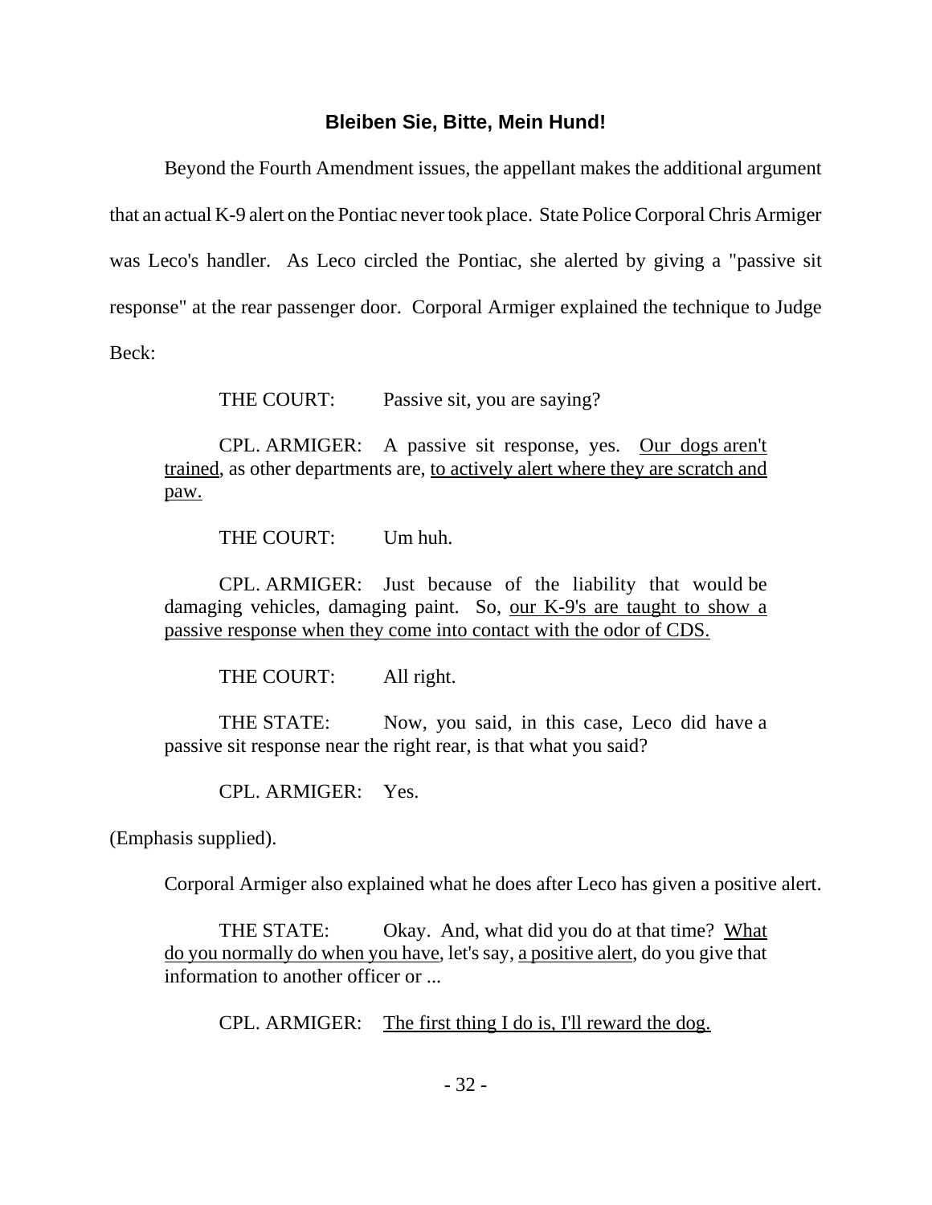### **Bleiben Sie, Bitte, Mein Hund!**

Beyond the Fourth Amendment issues, the appellant makes the additional argument that an actual K-9 alert on the Pontiac never took place. State Police Corporal Chris Armiger was Leco's handler. As Leco circled the Pontiac, she alerted by giving a "passive sit response" at the rear passenger door. Corporal Armiger explained the technique to Judge Beck:

> THE COURT: Passive sit, you are saying?
>
> CPL. ARMIGER: A passive sit response, yes. <u>Our dogs aren't trained</u>, as other departments are, <u>to actively alert where they are scratch and paw.</u>
>
> THE COURT: Um huh.
>
> CPL. ARMIGER: Just because of the liability that would be damaging vehicles, damaging paint. So, <u>our K-9's are taught to show a passive response when they come into contact with the odor of CDS.</u>
>
> THE COURT: All right.
>
> THE STATE: Now, you said, in this case, Leco did have a passive sit response near the right rear, is that what you said?
>
> CPL. ARMIGER: Yes.

(Emphasis supplied).

Corporal Armiger also explained what he does after Leco has given a positive alert.

> THE STATE: Okay. And, what did you do at that time? <u>What do you normally do when you have</u>, let's say, <u>a positive alert</u>, do you give that information to another officer or ...
>
> CPL. ARMIGER: <u>The first thing I do is, I'll reward the dog.</u>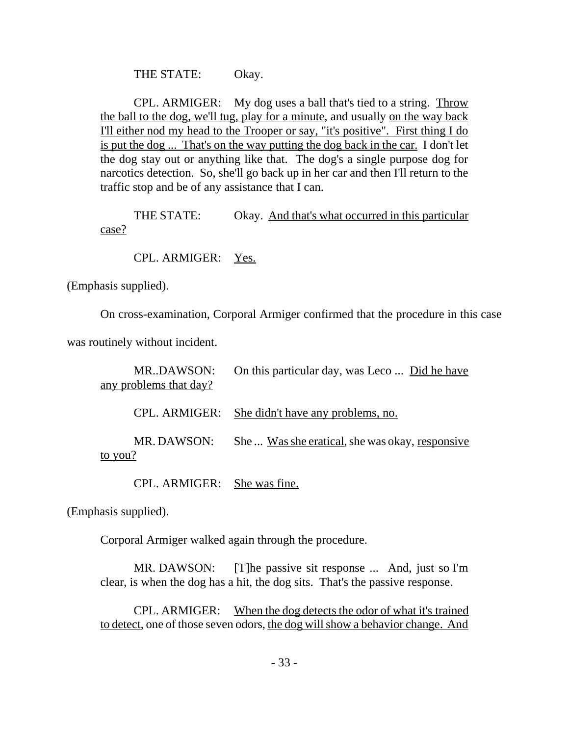THE STATE: Okay.

CPL. ARMIGER: My dog uses a ball that's tied to a string. <u>Throw the ball to the dog, we'll tug, play for a minute</u>, and usually <u>on the way back I'll either nod my head to the Trooper or say, "it's positive". First thing I do is put the dog ... That's on the way putting the dog back in the car.</u> I don't let the dog stay out or anything like that. The dog's a single purpose dog for narcotics detection. So, she'll go back up in her car and then I'll return to the traffic stop and be of any assistance that I can.

THE STATE: Okay. <u>And that's what occurred in this particular case?</u>

CPL. ARMIGER: <u>Yes.</u>

(Emphasis supplied).

On cross-examination, Corporal Armiger confirmed that the procedure in this case was routinely without incident.

MR..DAWSON: On this particular day, was Leco ... <u>Did he have any problems that day?</u>

CPL. ARMIGER: <u>She didn't have any problems, no.</u>

MR. DAWSON: She ... <u>Was she eratical</u>, she was okay, <u>responsive to you?</u>

CPL. ARMIGER: <u>She was fine.</u>

(Emphasis supplied).

Corporal Armiger walked again through the procedure.

MR. DAWSON: [T]he passive sit response ... And, just so I'm clear, is when the dog has a hit, the dog sits. That's the passive response.

CPL. ARMIGER: <u>When the dog detects the odor of what it's trained to detect</u>, one of those seven odors, <u>the dog will show a behavior change. And</u>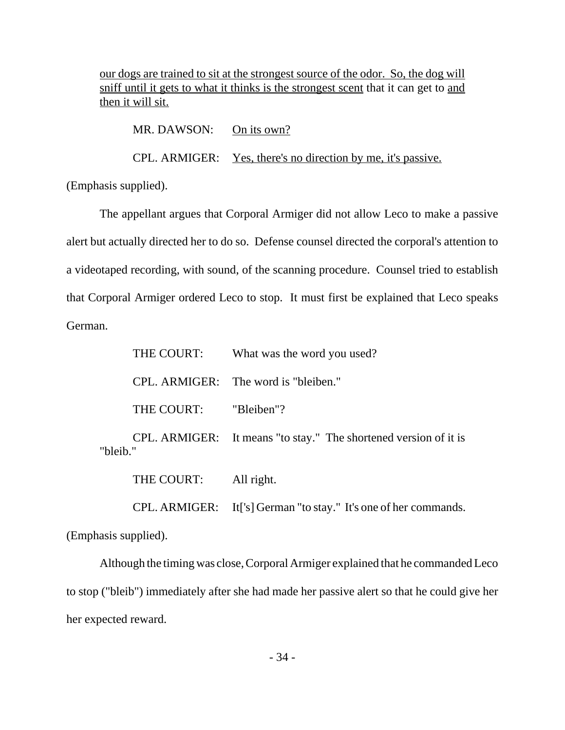our dogs are trained to sit at the strongest source of the odor. So, the dog will sniff until it gets to what it thinks is the strongest scent that it can get to and then it will sit.

MR. DAWSON: On its own?

CPL. ARMIGER: Yes, there's no direction by me, it's passive.

(Emphasis supplied).

The appellant argues that Corporal Armiger did not allow Leco to make a passive alert but actually directed her to do so. Defense counsel directed the corporal's attention to a videotaped recording, with sound, of the scanning procedure. Counsel tried to establish that Corporal Armiger ordered Leco to stop. It must first be explained that Leco speaks German.

THE COURT: What was the word you used?

CPL. ARMIGER: The word is "bleiben."

THE COURT: "Bleiben"?

CPL. ARMIGER: It means "to stay." The shortened version of it is "bleib."

THE COURT: All right.

CPL. ARMIGER: It['s] German "to stay." It's one of her commands.

(Emphasis supplied).

Although the timing was close, Corporal Armiger explained that he commanded Leco to stop ("bleib") immediately after she had made her passive alert so that he could give her her expected reward.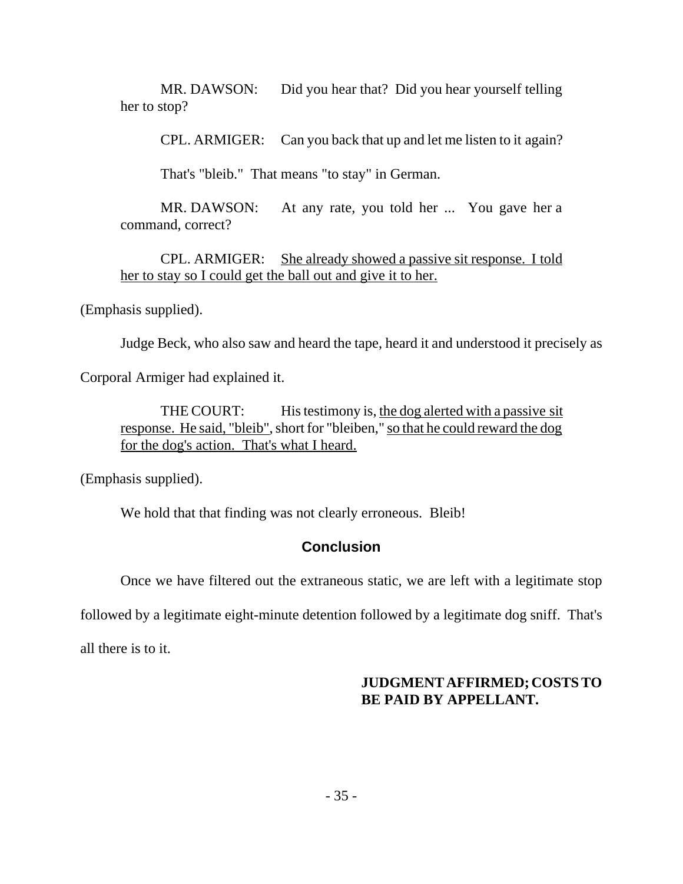MR. DAWSON: Did you hear that? Did you hear yourself telling her to stop?

CPL. ARMIGER: Can you back that up and let me listen to it again?

That's "bleib." That means "to stay" in German.

MR. DAWSON: At any rate, you told her ... You gave her a command, correct?

CPL. ARMIGER: <u>She already showed a passive sit response. I told her to stay so I could get the ball out and give it to her.</u>

(Emphasis supplied).

Judge Beck, who also saw and heard the tape, heard it and understood it precisely as Corporal Armiger had explained it.

THE COURT: His testimony is, <u>the dog alerted with a passive sit response. He said, "bleib"</u>, short for "bleiben," <u>so that he could reward the dog for the dog's action. That's what I heard.</u>

(Emphasis supplied).

We hold that that finding was not clearly erroneous. Bleib!

## Conclusion

Once we have filtered out the extraneous static, we are left with a legitimate stop followed by a legitimate eight-minute detention followed by a legitimate dog sniff. That's all there is to it.

**JUDGMENT AFFIRMED; COSTS TO BE PAID BY APPELLANT.**